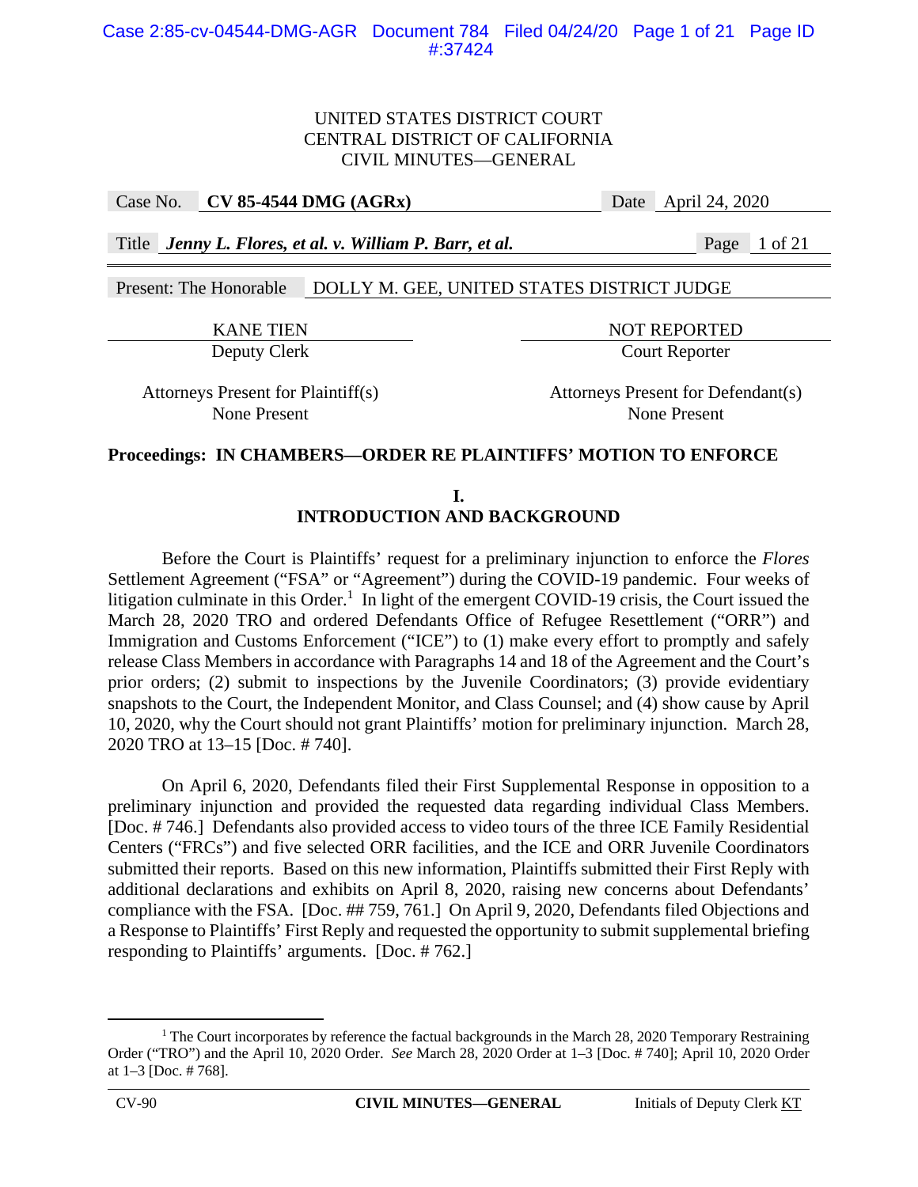UNITED STATES DISTRICT COURT
CENTRAL DISTRICT OF CALIFORNIA
CIVIL MINUTES—GENERAL

| | | | |
|---|---|---|---|
| Case No. | **CV 85-4544 DMG (AGRx)** | Date | April 24, 2020 |
| Title | ***Jenny L. Flores, et al. v. William P. Barr, et al.*** | Page | 1 of 21 |

Present: The Honorable DOLLY M. GEE, UNITED STATES DISTRICT JUDGE

| | |
|---|---|
| KANE TIEN | NOT REPORTED |
| Deputy Clerk | Court Reporter |
| Attorneys Present for Plaintiff(s) | Attorneys Present for Defendant(s) |
| None Present | None Present |

**Proceedings: IN CHAMBERS—ORDER RE PLAINTIFFS' MOTION TO ENFORCE**

## I.
## INTRODUCTION AND BACKGROUND

Before the Court is Plaintiffs' request for a preliminary injunction to enforce the *Flores* Settlement Agreement ("FSA" or "Agreement") during the COVID-19 pandemic. Four weeks of litigation culminate in this Order.[1] In light of the emergent COVID-19 crisis, the Court issued the March 28, 2020 TRO and ordered Defendants Office of Refugee Resettlement ("ORR") and Immigration and Customs Enforcement ("ICE") to (1) make every effort to promptly and safely release Class Members in accordance with Paragraphs 14 and 18 of the Agreement and the Court's prior orders; (2) submit to inspections by the Juvenile Coordinators; (3) provide evidentiary snapshots to the Court, the Independent Monitor, and Class Counsel; and (4) show cause by April 10, 2020, why the Court should not grant Plaintiffs' motion for preliminary injunction. March 28, 2020 TRO at 13–15 [Doc. # 740].

On April 6, 2020, Defendants filed their First Supplemental Response in opposition to a preliminary injunction and provided the requested data regarding individual Class Members. [Doc. # 746.] Defendants also provided access to video tours of the three ICE Family Residential Centers ("FRCs") and five selected ORR facilities, and the ICE and ORR Juvenile Coordinators submitted their reports. Based on this new information, Plaintiffs submitted their First Reply with additional declarations and exhibits on April 8, 2020, raising new concerns about Defendants' compliance with the FSA. [Doc. ## 759, 761.] On April 9, 2020, Defendants filed Objections and a Response to Plaintiffs' First Reply and requested the opportunity to submit supplemental briefing responding to Plaintiffs' arguments. [Doc. # 762.]

[1] The Court incorporates by reference the factual backgrounds in the March 28, 2020 Temporary Restraining Order ("TRO") and the April 10, 2020 Order. *See* March 28, 2020 Order at 1–3 [Doc. # 740]; April 10, 2020 Order at 1–3 [Doc. # 768].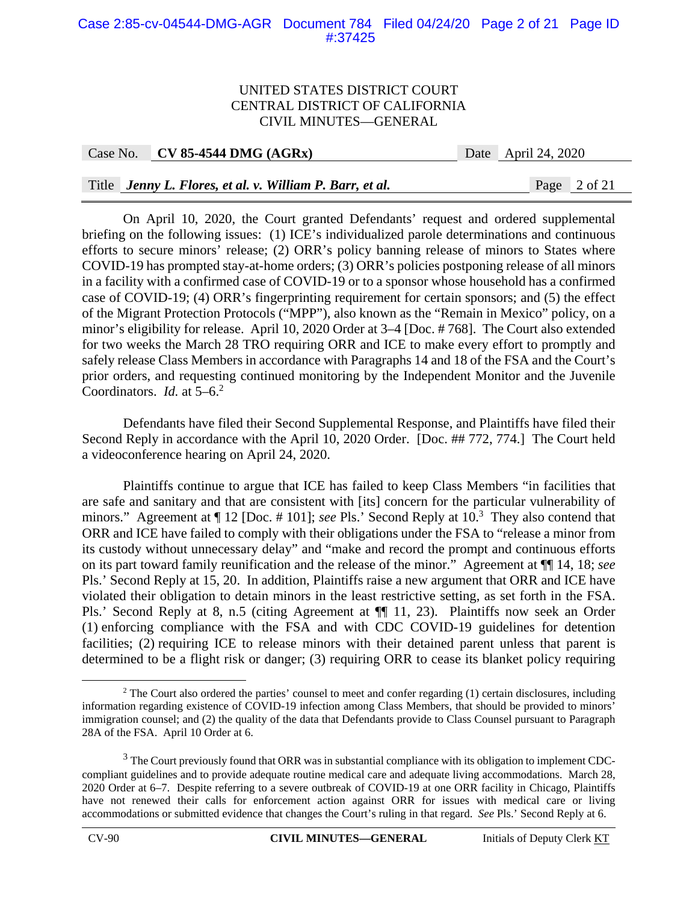On April 10, 2020, the Court granted Defendants' request and ordered supplemental briefing on the following issues: (1) ICE's individualized parole determinations and continuous efforts to secure minors' release; (2) ORR's policy banning release of minors to States where COVID-19 has prompted stay-at-home orders; (3) ORR's policies postponing release of all minors in a facility with a confirmed case of COVID-19 or to a sponsor whose household has a confirmed case of COVID-19; (4) ORR's fingerprinting requirement for certain sponsors; and (5) the effect of the Migrant Protection Protocols ("MPP"), also known as the "Remain in Mexico" policy, on a minor's eligibility for release. April 10, 2020 Order at 3–4 [Doc. # 768]. The Court also extended for two weeks the March 28 TRO requiring ORR and ICE to make every effort to promptly and safely release Class Members in accordance with Paragraphs 14 and 18 of the FSA and the Court's prior orders, and requesting continued monitoring by the Independent Monitor and the Juvenile Coordinators. *Id.* at 5–6.[2]

Defendants have filed their Second Supplemental Response, and Plaintiffs have filed their Second Reply in accordance with the April 10, 2020 Order. [Doc. ## 772, 774.] The Court held a videoconference hearing on April 24, 2020.

Plaintiffs continue to argue that ICE has failed to keep Class Members "in facilities that are safe and sanitary and that are consistent with [its] concern for the particular vulnerability of minors." Agreement at ¶ 12 [Doc. # 101]; *see* Pls.' Second Reply at 10.[3] They also contend that ORR and ICE have failed to comply with their obligations under the FSA to "release a minor from its custody without unnecessary delay" and "make and record the prompt and continuous efforts on its part toward family reunification and the release of the minor." Agreement at ¶¶ 14, 18; *see* Pls.' Second Reply at 15, 20. In addition, Plaintiffs raise a new argument that ORR and ICE have violated their obligation to detain minors in the least restrictive setting, as set forth in the FSA. Pls.' Second Reply at 8, n.5 (citing Agreement at ¶¶ 11, 23). Plaintiffs now seek an Order (1) enforcing compliance with the FSA and with CDC COVID-19 guidelines for detention facilities; (2) requiring ICE to release minors with their detained parent unless that parent is determined to be a flight risk or danger; (3) requiring ORR to cease its blanket policy requiring

---

[2] The Court also ordered the parties' counsel to meet and confer regarding (1) certain disclosures, including information regarding existence of COVID-19 infection among Class Members, that should be provided to minors' immigration counsel; and (2) the quality of the data that Defendants provide to Class Counsel pursuant to Paragraph 28A of the FSA. April 10 Order at 6.

[3] The Court previously found that ORR was in substantial compliance with its obligation to implement CDC-compliant guidelines and to provide adequate routine medical care and adequate living accommodations. March 28, 2020 Order at 6–7. Despite referring to a severe outbreak of COVID-19 at one ORR facility in Chicago, Plaintiffs have not renewed their calls for enforcement action against ORR for issues with medical care or living accommodations or submitted evidence that changes the Court's ruling in that regard. *See* Pls.' Second Reply at 6.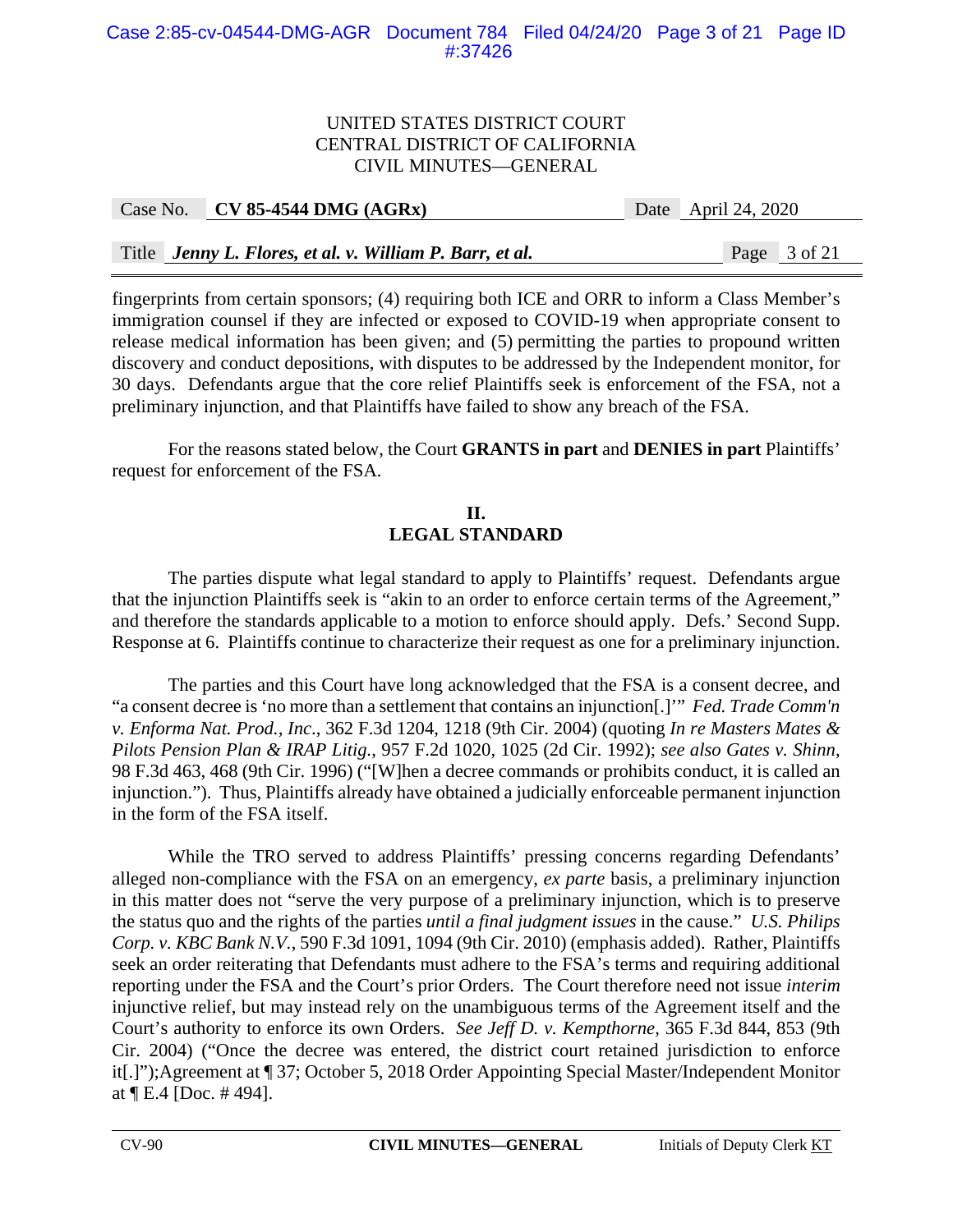fingerprints from certain sponsors; (4) requiring both ICE and ORR to inform a Class Member's immigration counsel if they are infected or exposed to COVID-19 when appropriate consent to release medical information has been given; and (5) permitting the parties to propound written discovery and conduct depositions, with disputes to be addressed by the Independent monitor, for 30 days. Defendants argue that the core relief Plaintiffs seek is enforcement of the FSA, not a preliminary injunction, and that Plaintiffs have failed to show any breach of the FSA.

For the reasons stated below, the Court **GRANTS in part** and **DENIES in part** Plaintiffs' request for enforcement of the FSA.

## II.
## LEGAL STANDARD

The parties dispute what legal standard to apply to Plaintiffs' request. Defendants argue that the injunction Plaintiffs seek is "akin to an order to enforce certain terms of the Agreement," and therefore the standards applicable to a motion to enforce should apply. Defs.' Second Supp. Response at 6. Plaintiffs continue to characterize their request as one for a preliminary injunction.

The parties and this Court have long acknowledged that the FSA is a consent decree, and "a consent decree is 'no more than a settlement that contains an injunction[.]'" *Fed. Trade Comm'n v. Enforma Nat. Prod., Inc*., 362 F.3d 1204, 1218 (9th Cir. 2004) (quoting *In re Masters Mates & Pilots Pension Plan & IRAP Litig.*, 957 F.2d 1020, 1025 (2d Cir. 1992); *see also Gates v. Shinn*, 98 F.3d 463, 468 (9th Cir. 1996) ("[W]hen a decree commands or prohibits conduct, it is called an injunction."). Thus, Plaintiffs already have obtained a judicially enforceable permanent injunction in the form of the FSA itself.

While the TRO served to address Plaintiffs' pressing concerns regarding Defendants' alleged non-compliance with the FSA on an emergency, *ex parte* basis, a preliminary injunction in this matter does not "serve the very purpose of a preliminary injunction, which is to preserve the status quo and the rights of the parties *until a final judgment issues* in the cause." *U.S. Philips Corp. v. KBC Bank N.V.*, 590 F.3d 1091, 1094 (9th Cir. 2010) (emphasis added). Rather, Plaintiffs seek an order reiterating that Defendants must adhere to the FSA's terms and requiring additional reporting under the FSA and the Court's prior Orders. The Court therefore need not issue *interim* injunctive relief, but may instead rely on the unambiguous terms of the Agreement itself and the Court's authority to enforce its own Orders. *See Jeff D. v. Kempthorne*, 365 F.3d 844, 853 (9th Cir. 2004) ("Once the decree was entered, the district court retained jurisdiction to enforce it[.]");Agreement at ¶ 37; October 5, 2018 Order Appointing Special Master/Independent Monitor at ¶ E.4 [Doc. # 494].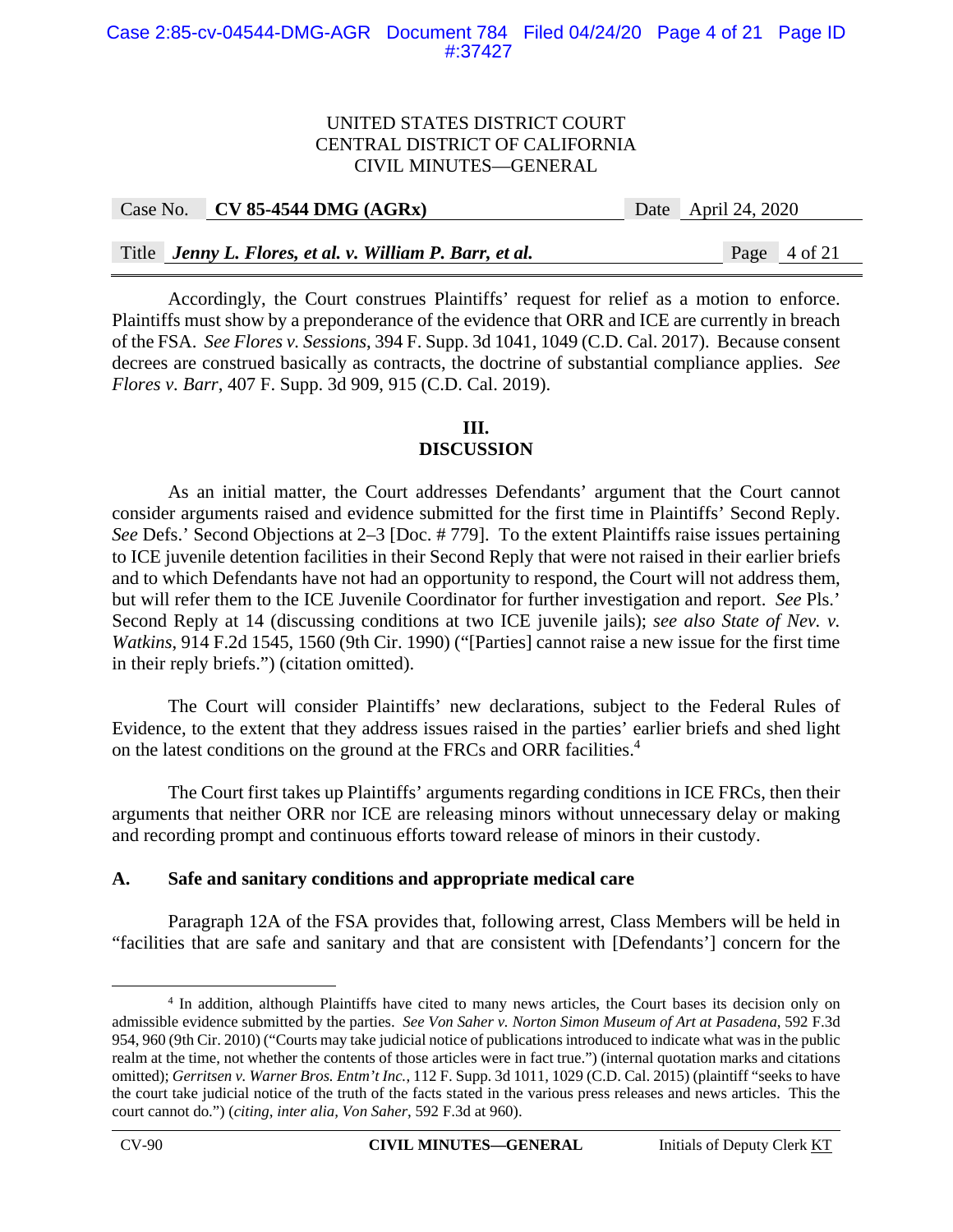Accordingly, the Court construes Plaintiffs' request for relief as a motion to enforce. Plaintiffs must show by a preponderance of the evidence that ORR and ICE are currently in breach of the FSA. *See Flores v. Sessions*, 394 F. Supp. 3d 1041, 1049 (C.D. Cal. 2017). Because consent decrees are construed basically as contracts, the doctrine of substantial compliance applies. *See Flores v. Barr*, 407 F. Supp. 3d 909, 915 (C.D. Cal. 2019).

## III. DISCUSSION

As an initial matter, the Court addresses Defendants' argument that the Court cannot consider arguments raised and evidence submitted for the first time in Plaintiffs' Second Reply. *See* Defs.' Second Objections at 2–3 [Doc. # 779]. To the extent Plaintiffs raise issues pertaining to ICE juvenile detention facilities in their Second Reply that were not raised in their earlier briefs and to which Defendants have not had an opportunity to respond, the Court will not address them, but will refer them to the ICE Juvenile Coordinator for further investigation and report. *See* Pls.' Second Reply at 14 (discussing conditions at two ICE juvenile jails); *see also State of Nev. v. Watkins*, 914 F.2d 1545, 1560 (9th Cir. 1990) ("[Parties] cannot raise a new issue for the first time in their reply briefs.") (citation omitted).

The Court will consider Plaintiffs' new declarations, subject to the Federal Rules of Evidence, to the extent that they address issues raised in the parties' earlier briefs and shed light on the latest conditions on the ground at the FRCs and ORR facilities.[4]

The Court first takes up Plaintiffs' arguments regarding conditions in ICE FRCs, then their arguments that neither ORR nor ICE are releasing minors without unnecessary delay or making and recording prompt and continuous efforts toward release of minors in their custody.

### A. Safe and sanitary conditions and appropriate medical care

Paragraph 12A of the FSA provides that, following arrest, Class Members will be held in "facilities that are safe and sanitary and that are consistent with [Defendants'] concern for the

---

[4] In addition, although Plaintiffs have cited to many news articles, the Court bases its decision only on admissible evidence submitted by the parties. *See Von Saher v. Norton Simon Museum of Art at Pasadena*, 592 F.3d 954, 960 (9th Cir. 2010) ("Courts may take judicial notice of publications introduced to indicate what was in the public realm at the time, not whether the contents of those articles were in fact true.") (internal quotation marks and citations omitted); *Gerritsen v. Warner Bros. Entm't Inc.*, 112 F. Supp. 3d 1011, 1029 (C.D. Cal. 2015) (plaintiff "seeks to have the court take judicial notice of the truth of the facts stated in the various press releases and news articles. This the court cannot do.") (*citing, inter alia*, *Von Saher*, 592 F.3d at 960).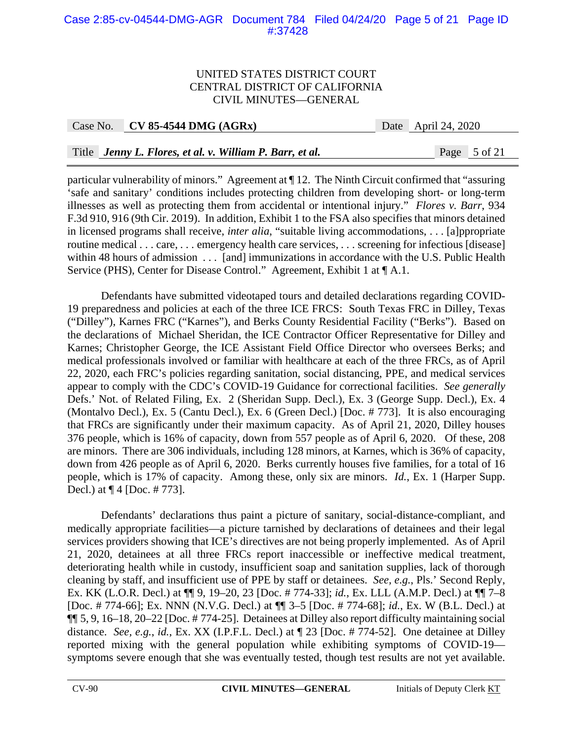particular vulnerability of minors." Agreement at ¶ 12. The Ninth Circuit confirmed that "assuring 'safe and sanitary' conditions includes protecting children from developing short- or long-term illnesses as well as protecting them from accidental or intentional injury." *Flores v. Barr*, 934 F.3d 910, 916 (9th Cir. 2019). In addition, Exhibit 1 to the FSA also specifies that minors detained in licensed programs shall receive, *inter alia*, "suitable living accommodations, . . . [a]ppropriate routine medical . . . care, . . . emergency health care services, . . . screening for infectious [disease] within 48 hours of admission . . . [and] immunizations in accordance with the U.S. Public Health Service (PHS), Center for Disease Control." Agreement, Exhibit 1 at ¶ A.1.

Defendants have submitted videotaped tours and detailed declarations regarding COVID-19 preparedness and policies at each of the three ICE FRCS: South Texas FRC in Dilley, Texas ("Dilley"), Karnes FRC ("Karnes"), and Berks County Residential Facility ("Berks"). Based on the declarations of Michael Sheridan, the ICE Contractor Officer Representative for Dilley and Karnes; Christopher George, the ICE Assistant Field Office Director who oversees Berks; and medical professionals involved or familiar with healthcare at each of the three FRCs, as of April 22, 2020, each FRC's policies regarding sanitation, social distancing, PPE, and medical services appear to comply with the CDC's COVID-19 Guidance for correctional facilities. *See generally* Defs.' Not. of Related Filing, Ex. 2 (Sheridan Supp. Decl.), Ex. 3 (George Supp. Decl.), Ex. 4 (Montalvo Decl.), Ex. 5 (Cantu Decl.), Ex. 6 (Green Decl.) [Doc. # 773]. It is also encouraging that FRCs are significantly under their maximum capacity. As of April 21, 2020, Dilley houses 376 people, which is 16% of capacity, down from 557 people as of April 6, 2020. Of these, 208 are minors. There are 306 individuals, including 128 minors, at Karnes, which is 36% of capacity, down from 426 people as of April 6, 2020. Berks currently houses five families, for a total of 16 people, which is 17% of capacity. Among these, only six are minors. *Id.*, Ex. 1 (Harper Supp. Decl.) at ¶ 4 [Doc. # 773].

Defendants' declarations thus paint a picture of sanitary, social-distance-compliant, and medically appropriate facilities—a picture tarnished by declarations of detainees and their legal services providers showing that ICE's directives are not being properly implemented. As of April 21, 2020, detainees at all three FRCs report inaccessible or ineffective medical treatment, deteriorating health while in custody, insufficient soap and sanitation supplies, lack of thorough cleaning by staff, and insufficient use of PPE by staff or detainees. *See, e.g.*, Pls.' Second Reply, Ex. KK (L.O.R. Decl.) at ¶¶ 9, 19–20, 23 [Doc. # 774-33]; *id.*, Ex. LLL (A.M.P. Decl.) at ¶¶ 7–8 [Doc. # 774-66]; Ex. NNN (N.V.G. Decl.) at ¶¶ 3–5 [Doc. # 774-68]; *id.*, Ex. W (B.L. Decl.) at ¶¶ 5, 9, 16–18, 20–22 [Doc. # 774-25]. Detainees at Dilley also report difficulty maintaining social distance. *See, e.g.*, *id.*, Ex. XX (I.P.F.L. Decl.) at ¶ 23 [Doc. # 774-52]. One detainee at Dilley reported mixing with the general population while exhibiting symptoms of COVID-19—symptoms severe enough that she was eventually tested, though test results are not yet available.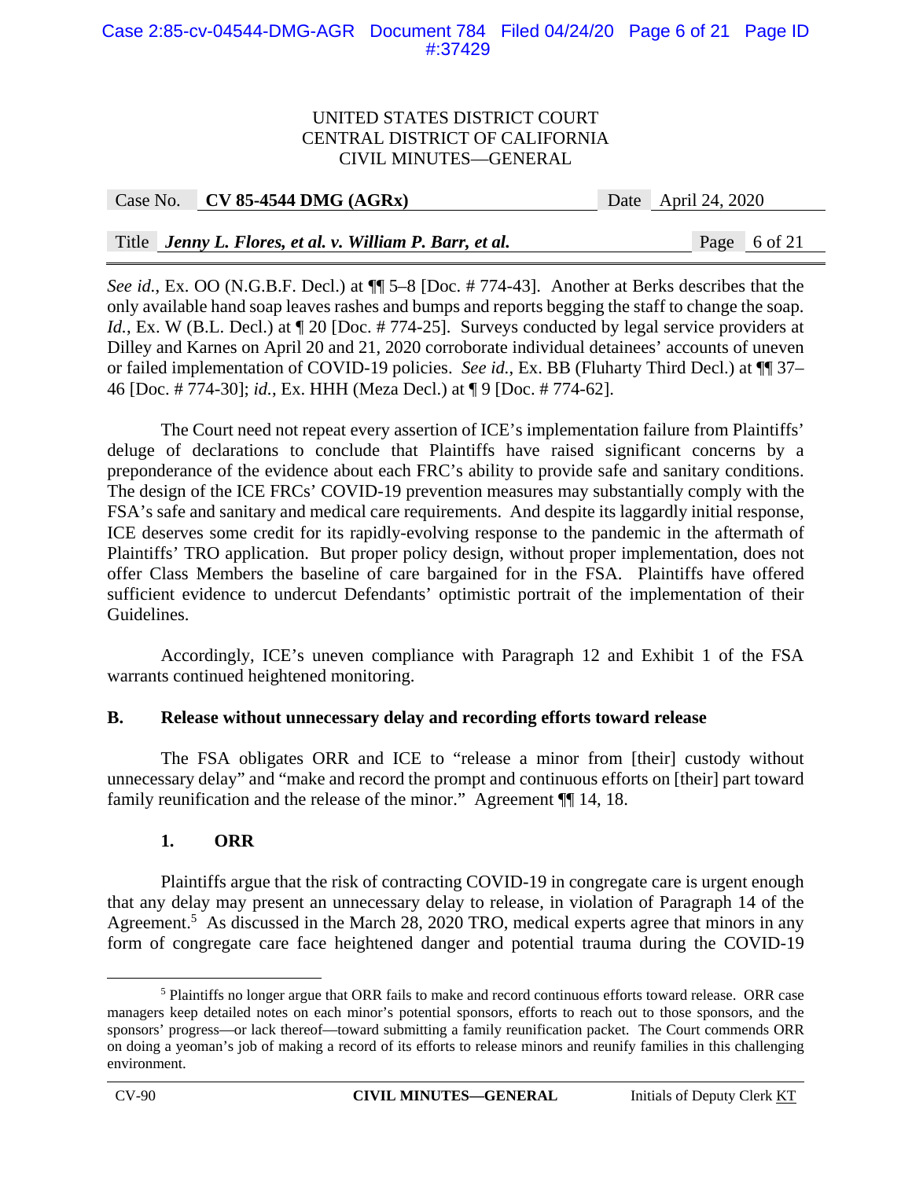*See id.*, Ex. OO (N.G.B.F. Decl.) at ¶¶ 5–8 [Doc. # 774-43]. Another at Berks describes that the only available hand soap leaves rashes and bumps and reports begging the staff to change the soap. *Id.*, Ex. W (B.L. Decl.) at ¶ 20 [Doc. # 774-25]. Surveys conducted by legal service providers at Dilley and Karnes on April 20 and 21, 2020 corroborate individual detainees' accounts of uneven or failed implementation of COVID-19 policies. *See id.*, Ex. BB (Fluharty Third Decl.) at ¶¶ 37–46 [Doc. # 774-30]; *id.*, Ex. HHH (Meza Decl.) at ¶ 9 [Doc. # 774-62].

The Court need not repeat every assertion of ICE's implementation failure from Plaintiffs' deluge of declarations to conclude that Plaintiffs have raised significant concerns by a preponderance of the evidence about each FRC's ability to provide safe and sanitary conditions. The design of the ICE FRCs' COVID-19 prevention measures may substantially comply with the FSA's safe and sanitary and medical care requirements. And despite its laggardly initial response, ICE deserves some credit for its rapidly-evolving response to the pandemic in the aftermath of Plaintiffs' TRO application. But proper policy design, without proper implementation, does not offer Class Members the baseline of care bargained for in the FSA. Plaintiffs have offered sufficient evidence to undercut Defendants' optimistic portrait of the implementation of their Guidelines.

Accordingly, ICE's uneven compliance with Paragraph 12 and Exhibit 1 of the FSA warrants continued heightened monitoring.

### B. Release without unnecessary delay and recording efforts toward release

The FSA obligates ORR and ICE to "release a minor from [their] custody without unnecessary delay" and "make and record the prompt and continuous efforts on [their] part toward family reunification and the release of the minor." Agreement ¶¶ 14, 18.

#### 1. ORR

Plaintiffs argue that the risk of contracting COVID-19 in congregate care is urgent enough that any delay may present an unnecessary delay to release, in violation of Paragraph 14 of the Agreement.[5] As discussed in the March 28, 2020 TRO, medical experts agree that minors in any form of congregate care face heightened danger and potential trauma during the COVID-19

---

[5] Plaintiffs no longer argue that ORR fails to make and record continuous efforts toward release. ORR case managers keep detailed notes on each minor's potential sponsors, efforts to reach out to those sponsors, and the sponsors' progress—or lack thereof—toward submitting a family reunification packet. The Court commends ORR on doing a yeoman's job of making a record of its efforts to release minors and reunify families in this challenging environment.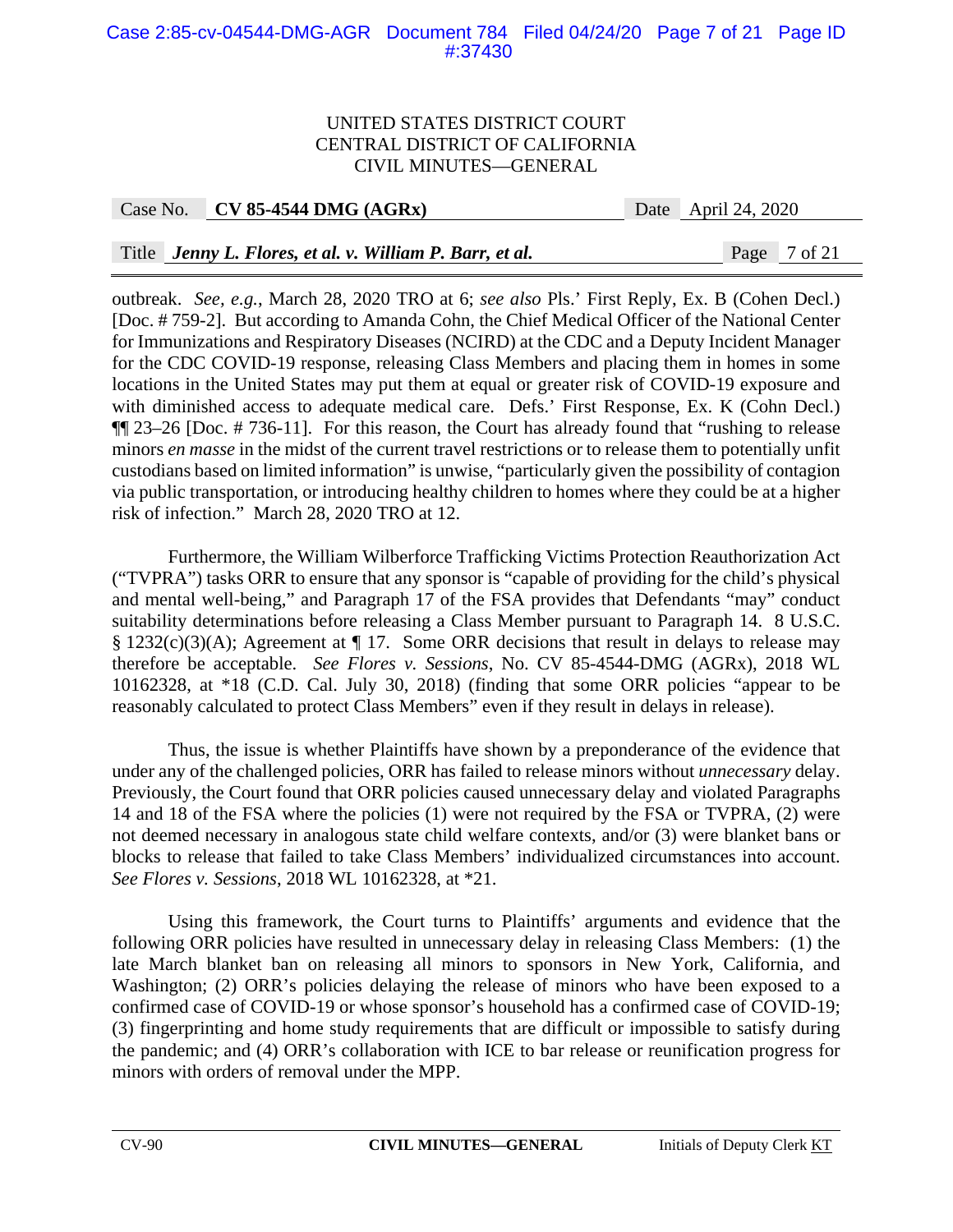outbreak. *See, e.g.*, March 28, 2020 TRO at 6; *see also* Pls.' First Reply, Ex. B (Cohen Decl.) [Doc. # 759-2]. But according to Amanda Cohn, the Chief Medical Officer of the National Center for Immunizations and Respiratory Diseases (NCIRD) at the CDC and a Deputy Incident Manager for the CDC COVID-19 response, releasing Class Members and placing them in homes in some locations in the United States may put them at equal or greater risk of COVID-19 exposure and with diminished access to adequate medical care. Defs.' First Response, Ex. K (Cohn Decl.) ¶¶ 23–26 [Doc. # 736-11]. For this reason, the Court has already found that "rushing to release minors *en masse* in the midst of the current travel restrictions or to release them to potentially unfit custodians based on limited information" is unwise, "particularly given the possibility of contagion via public transportation, or introducing healthy children to homes where they could be at a higher risk of infection." March 28, 2020 TRO at 12.

Furthermore, the William Wilberforce Trafficking Victims Protection Reauthorization Act ("TVPRA") tasks ORR to ensure that any sponsor is "capable of providing for the child's physical and mental well-being," and Paragraph 17 of the FSA provides that Defendants "may" conduct suitability determinations before releasing a Class Member pursuant to Paragraph 14. 8 U.S.C. § 1232(c)(3)(A); Agreement at ¶ 17. Some ORR decisions that result in delays to release may therefore be acceptable. *See Flores v. Sessions*, No. CV 85-4544-DMG (AGRx), 2018 WL 10162328, at *18 (C.D. Cal. July 30, 2018) (finding that some ORR policies "appear to be reasonably calculated to protect Class Members" even if they result in delays in release).

Thus, the issue is whether Plaintiffs have shown by a preponderance of the evidence that under any of the challenged policies, ORR has failed to release minors without *unnecessary* delay. Previously, the Court found that ORR policies caused unnecessary delay and violated Paragraphs 14 and 18 of the FSA where the policies (1) were not required by the FSA or TVPRA, (2) were not deemed necessary in analogous state child welfare contexts, and/or (3) were blanket bans or blocks to release that failed to take Class Members' individualized circumstances into account. *See Flores v. Sessions*, 2018 WL 10162328, at *21.

Using this framework, the Court turns to Plaintiffs' arguments and evidence that the following ORR policies have resulted in unnecessary delay in releasing Class Members: (1) the late March blanket ban on releasing all minors to sponsors in New York, California, and Washington; (2) ORR's policies delaying the release of minors who have been exposed to a confirmed case of COVID-19 or whose sponsor's household has a confirmed case of COVID-19; (3) fingerprinting and home study requirements that are difficult or impossible to satisfy during the pandemic; and (4) ORR's collaboration with ICE to bar release or reunification progress for minors with orders of removal under the MPP.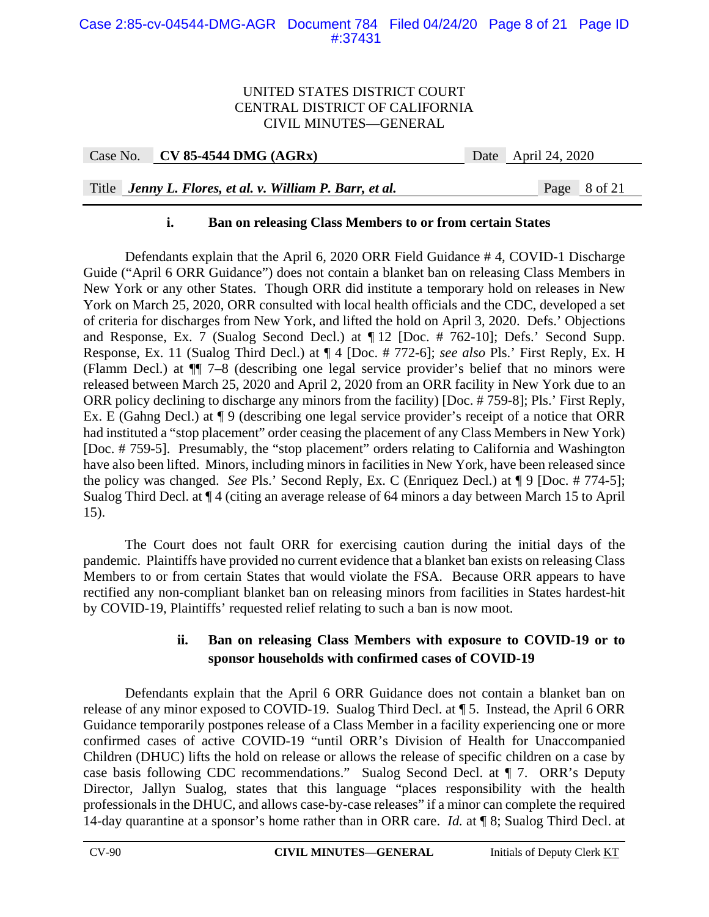#### i. Ban on releasing Class Members to or from certain States

Defendants explain that the April 6, 2020 ORR Field Guidance # 4, COVID-1 Discharge Guide ("April 6 ORR Guidance") does not contain a blanket ban on releasing Class Members in New York or any other States. Though ORR did institute a temporary hold on releases in New York on March 25, 2020, ORR consulted with local health officials and the CDC, developed a set of criteria for discharges from New York, and lifted the hold on April 3, 2020. Defs.' Objections and Response, Ex. 7 (Sualog Second Decl.) at ¶ 12 [Doc. # 762-10]; Defs.' Second Supp. Response, Ex. 11 (Sualog Third Decl.) at ¶ 4 [Doc. # 772-6]; *see also* Pls.' First Reply, Ex. H (Flamm Decl.) at ¶¶ 7–8 (describing one legal service provider's belief that no minors were released between March 25, 2020 and April 2, 2020 from an ORR facility in New York due to an ORR policy declining to discharge any minors from the facility) [Doc. # 759-8]; Pls.' First Reply, Ex. E (Gahng Decl.) at ¶ 9 (describing one legal service provider's receipt of a notice that ORR had instituted a "stop placement" order ceasing the placement of any Class Members in New York) [Doc. # 759-5]. Presumably, the "stop placement" orders relating to California and Washington have also been lifted. Minors, including minors in facilities in New York, have been released since the policy was changed. *See* Pls.' Second Reply, Ex. C (Enriquez Decl.) at ¶ 9 [Doc. # 774-5]; Sualog Third Decl. at ¶ 4 (citing an average release of 64 minors a day between March 15 to April 15).

The Court does not fault ORR for exercising caution during the initial days of the pandemic. Plaintiffs have provided no current evidence that a blanket ban exists on releasing Class Members to or from certain States that would violate the FSA. Because ORR appears to have rectified any non-compliant blanket ban on releasing minors from facilities in States hardest-hit by COVID-19, Plaintiffs' requested relief relating to such a ban is now moot.

#### ii. Ban on releasing Class Members with exposure to COVID-19 or to sponsor households with confirmed cases of COVID-19

Defendants explain that the April 6 ORR Guidance does not contain a blanket ban on release of any minor exposed to COVID-19. Sualog Third Decl. at ¶ 5. Instead, the April 6 ORR Guidance temporarily postpones release of a Class Member in a facility experiencing one or more confirmed cases of active COVID-19 "until ORR's Division of Health for Unaccompanied Children (DHUC) lifts the hold on release or allows the release of specific children on a case by case basis following CDC recommendations." Sualog Second Decl. at ¶ 7. ORR's Deputy Director, Jallyn Sualog, states that this language "places responsibility with the health professionals in the DHUC, and allows case-by-case releases" if a minor can complete the required 14-day quarantine at a sponsor's home rather than in ORR care. *Id.* at ¶ 8; Sualog Third Decl. at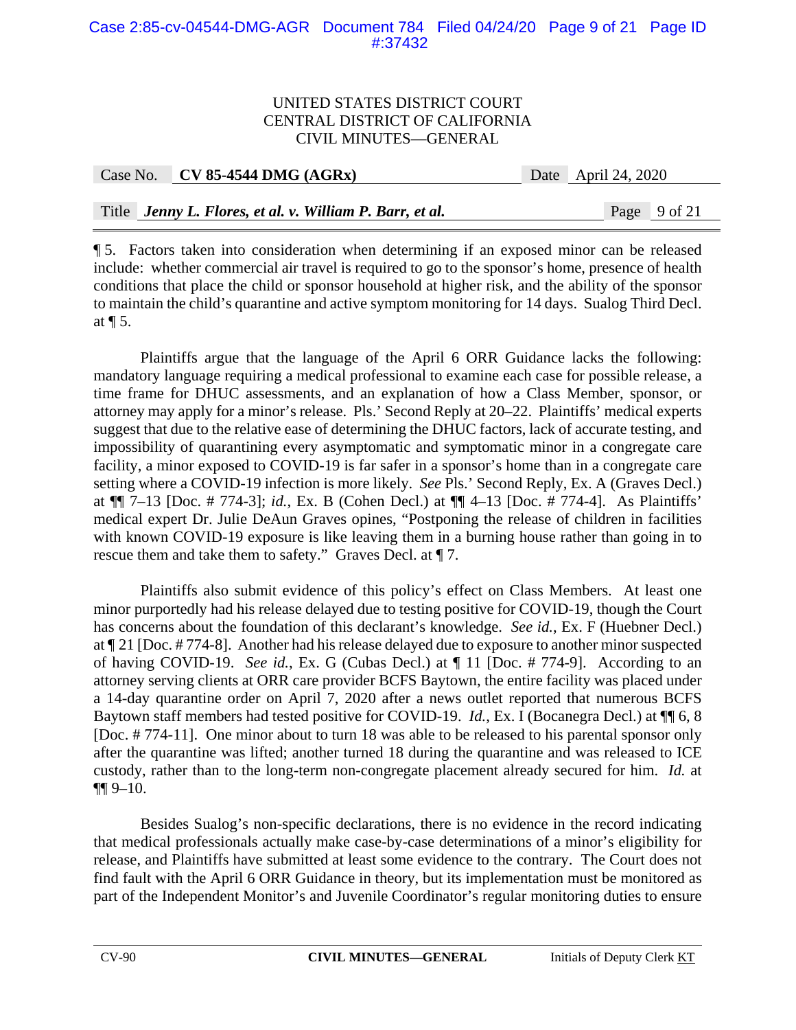¶ 5. Factors taken into consideration when determining if an exposed minor can be released include: whether commercial air travel is required to go to the sponsor's home, presence of health conditions that place the child or sponsor household at higher risk, and the ability of the sponsor to maintain the child's quarantine and active symptom monitoring for 14 days. Sualog Third Decl. at ¶ 5.

Plaintiffs argue that the language of the April 6 ORR Guidance lacks the following: mandatory language requiring a medical professional to examine each case for possible release, a time frame for DHUC assessments, and an explanation of how a Class Member, sponsor, or attorney may apply for a minor's release. Pls.' Second Reply at 20–22. Plaintiffs' medical experts suggest that due to the relative ease of determining the DHUC factors, lack of accurate testing, and impossibility of quarantining every asymptomatic and symptomatic minor in a congregate care facility, a minor exposed to COVID-19 is far safer in a sponsor's home than in a congregate care setting where a COVID-19 infection is more likely. *See* Pls.' Second Reply, Ex. A (Graves Decl.) at ¶¶ 7–13 [Doc. # 774-3]; *id.*, Ex. B (Cohen Decl.) at ¶¶ 4–13 [Doc. # 774-4]. As Plaintiffs' medical expert Dr. Julie DeAun Graves opines, "Postponing the release of children in facilities with known COVID-19 exposure is like leaving them in a burning house rather than going in to rescue them and take them to safety." Graves Decl. at ¶ 7.

Plaintiffs also submit evidence of this policy's effect on Class Members. At least one minor purportedly had his release delayed due to testing positive for COVID-19, though the Court has concerns about the foundation of this declarant's knowledge. *See id.*, Ex. F (Huebner Decl.) at ¶ 21 [Doc. # 774-8]. Another had his release delayed due to exposure to another minor suspected of having COVID-19. *See id.*, Ex. G (Cubas Decl.) at ¶ 11 [Doc. # 774-9]. According to an attorney serving clients at ORR care provider BCFS Baytown, the entire facility was placed under a 14-day quarantine order on April 7, 2020 after a news outlet reported that numerous BCFS Baytown staff members had tested positive for COVID-19. *Id.*, Ex. I (Bocanegra Decl.) at ¶¶ 6, 8 [Doc. # 774-11]. One minor about to turn 18 was able to be released to his parental sponsor only after the quarantine was lifted; another turned 18 during the quarantine and was released to ICE custody, rather than to the long-term non-congregate placement already secured for him. *Id.* at ¶¶ 9–10.

Besides Sualog's non-specific declarations, there is no evidence in the record indicating that medical professionals actually make case-by-case determinations of a minor's eligibility for release, and Plaintiffs have submitted at least some evidence to the contrary. The Court does not find fault with the April 6 ORR Guidance in theory, but its implementation must be monitored as part of the Independent Monitor's and Juvenile Coordinator's regular monitoring duties to ensure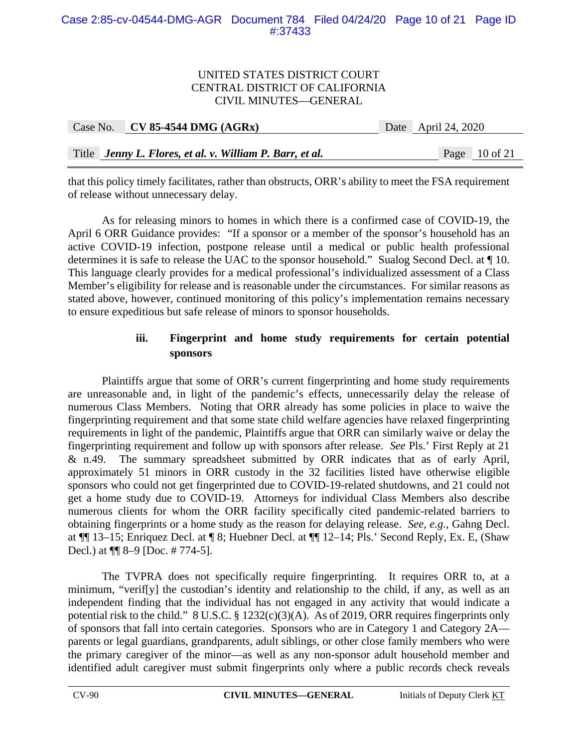that this policy timely facilitates, rather than obstructs, ORR's ability to meet the FSA requirement of release without unnecessary delay.

As for releasing minors to homes in which there is a confirmed case of COVID-19, the April 6 ORR Guidance provides: "If a sponsor or a member of the sponsor's household has an active COVID-19 infection, postpone release until a medical or public health professional determines it is safe to release the UAC to the sponsor household." Sualog Second Decl. at ¶ 10. This language clearly provides for a medical professional's individualized assessment of a Class Member's eligibility for release and is reasonable under the circumstances. For similar reasons as stated above, however, continued monitoring of this policy's implementation remains necessary to ensure expeditious but safe release of minors to sponsor households.

### iii. Fingerprint and home study requirements for certain potential sponsors

Plaintiffs argue that some of ORR's current fingerprinting and home study requirements are unreasonable and, in light of the pandemic's effects, unnecessarily delay the release of numerous Class Members. Noting that ORR already has some policies in place to waive the fingerprinting requirement and that some state child welfare agencies have relaxed fingerprinting requirements in light of the pandemic, Plaintiffs argue that ORR can similarly waive or delay the fingerprinting requirement and follow up with sponsors after release. *See* Pls.' First Reply at 21 & n.49. The summary spreadsheet submitted by ORR indicates that as of early April, approximately 51 minors in ORR custody in the 32 facilities listed have otherwise eligible sponsors who could not get fingerprinted due to COVID-19-related shutdowns, and 21 could not get a home study due to COVID-19. Attorneys for individual Class Members also describe numerous clients for whom the ORR facility specifically cited pandemic-related barriers to obtaining fingerprints or a home study as the reason for delaying release. *See, e.g.*, Gahng Decl. at ¶¶ 13–15; Enriquez Decl. at ¶ 8; Huebner Decl. at ¶¶ 12–14; Pls.' Second Reply, Ex. E, (Shaw Decl.) at ¶¶ 8–9 [Doc. # 774-5].

The TVPRA does not specifically require fingerprinting. It requires ORR to, at a minimum, "verif[y] the custodian's identity and relationship to the child, if any, as well as an independent finding that the individual has not engaged in any activity that would indicate a potential risk to the child." 8 U.S.C. § 1232(c)(3)(A). As of 2019, ORR requires fingerprints only of sponsors that fall into certain categories. Sponsors who are in Category 1 and Category 2A—parents or legal guardians, grandparents, adult siblings, or other close family members who were the primary caregiver of the minor—as well as any non-sponsor adult household member and identified adult caregiver must submit fingerprints only where a public records check reveals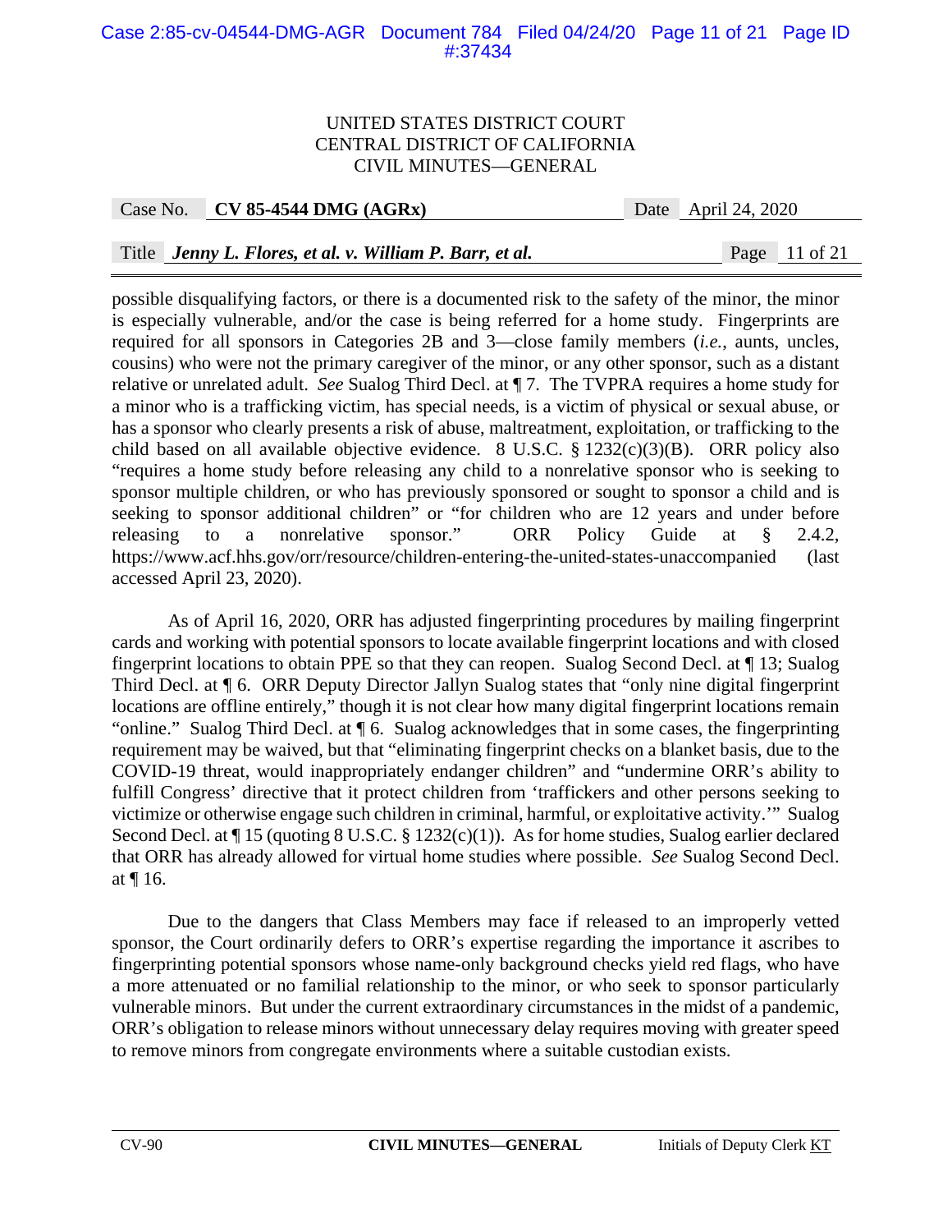possible disqualifying factors, or there is a documented risk to the safety of the minor, the minor is especially vulnerable, and/or the case is being referred for a home study. Fingerprints are required for all sponsors in Categories 2B and 3—close family members (*i.e.*, aunts, uncles, cousins) who were not the primary caregiver of the minor, or any other sponsor, such as a distant relative or unrelated adult. *See* Sualog Third Decl. at ¶ 7. The TVPRA requires a home study for a minor who is a trafficking victim, has special needs, is a victim of physical or sexual abuse, or has a sponsor who clearly presents a risk of abuse, maltreatment, exploitation, or trafficking to the child based on all available objective evidence. 8 U.S.C. § 1232(c)(3)(B). ORR policy also "requires a home study before releasing any child to a nonrelative sponsor who is seeking to sponsor multiple children, or who has previously sponsored or sought to sponsor a child and is seeking to sponsor additional children" or "for children who are 12 years and under before releasing to a nonrelative sponsor." ORR Policy Guide at § 2.4.2, https://www.acf.hhs.gov/orr/resource/children-entering-the-united-states-unaccompanied (last accessed April 23, 2020).

As of April 16, 2020, ORR has adjusted fingerprinting procedures by mailing fingerprint cards and working with potential sponsors to locate available fingerprint locations and with closed fingerprint locations to obtain PPE so that they can reopen. Sualog Second Decl. at ¶ 13; Sualog Third Decl. at ¶ 6. ORR Deputy Director Jallyn Sualog states that "only nine digital fingerprint locations are offline entirely," though it is not clear how many digital fingerprint locations remain "online." Sualog Third Decl. at ¶ 6. Sualog acknowledges that in some cases, the fingerprinting requirement may be waived, but that "eliminating fingerprint checks on a blanket basis, due to the COVID-19 threat, would inappropriately endanger children" and "undermine ORR's ability to fulfill Congress' directive that it protect children from 'traffickers and other persons seeking to victimize or otherwise engage such children in criminal, harmful, or exploitative activity.'" Sualog Second Decl. at ¶ 15 (quoting 8 U.S.C. § 1232(c)(1)). As for home studies, Sualog earlier declared that ORR has already allowed for virtual home studies where possible. *See* Sualog Second Decl. at ¶ 16.

Due to the dangers that Class Members may face if released to an improperly vetted sponsor, the Court ordinarily defers to ORR's expertise regarding the importance it ascribes to fingerprinting potential sponsors whose name-only background checks yield red flags, who have a more attenuated or no familial relationship to the minor, or who seek to sponsor particularly vulnerable minors. But under the current extraordinary circumstances in the midst of a pandemic, ORR's obligation to release minors without unnecessary delay requires moving with greater speed to remove minors from congregate environments where a suitable custodian exists.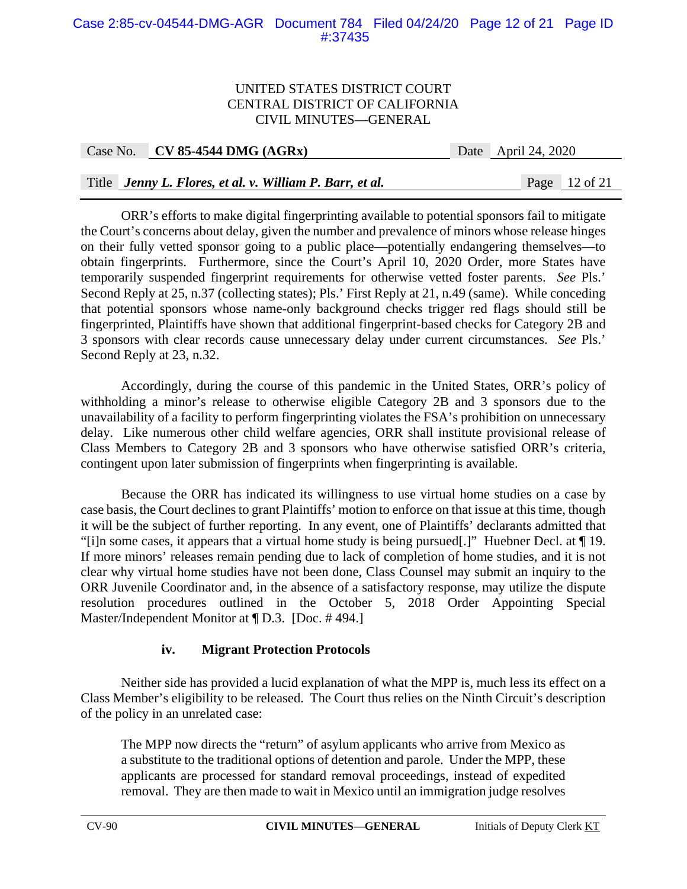ORR's efforts to make digital fingerprinting available to potential sponsors fail to mitigate the Court's concerns about delay, given the number and prevalence of minors whose release hinges on their fully vetted sponsor going to a public place—potentially endangering themselves—to obtain fingerprints. Furthermore, since the Court's April 10, 2020 Order, more States have temporarily suspended fingerprint requirements for otherwise vetted foster parents. *See* Pls.' Second Reply at 25, n.37 (collecting states); Pls.' First Reply at 21, n.49 (same). While conceding that potential sponsors whose name-only background checks trigger red flags should still be fingerprinted, Plaintiffs have shown that additional fingerprint-based checks for Category 2B and 3 sponsors with clear records cause unnecessary delay under current circumstances. *See* Pls.' Second Reply at 23, n.32.

Accordingly, during the course of this pandemic in the United States, ORR's policy of withholding a minor's release to otherwise eligible Category 2B and 3 sponsors due to the unavailability of a facility to perform fingerprinting violates the FSA's prohibition on unnecessary delay. Like numerous other child welfare agencies, ORR shall institute provisional release of Class Members to Category 2B and 3 sponsors who have otherwise satisfied ORR's criteria, contingent upon later submission of fingerprints when fingerprinting is available.

Because the ORR has indicated its willingness to use virtual home studies on a case by case basis, the Court declines to grant Plaintiffs' motion to enforce on that issue at this time, though it will be the subject of further reporting. In any event, one of Plaintiffs' declarants admitted that "[i]n some cases, it appears that a virtual home study is being pursued[.]" Huebner Decl. at ¶ 19. If more minors' releases remain pending due to lack of completion of home studies, and it is not clear why virtual home studies have not been done, Class Counsel may submit an inquiry to the ORR Juvenile Coordinator and, in the absence of a satisfactory response, may utilize the dispute resolution procedures outlined in the October 5, 2018 Order Appointing Special Master/Independent Monitor at ¶ D.3. [Doc. # 494.]

**iv. Migrant Protection Protocols**

Neither side has provided a lucid explanation of what the MPP is, much less its effect on a Class Member's eligibility to be released. The Court thus relies on the Ninth Circuit's description of the policy in an unrelated case:

> The MPP now directs the "return" of asylum applicants who arrive from Mexico as a substitute to the traditional options of detention and parole. Under the MPP, these applicants are processed for standard removal proceedings, instead of expedited removal. They are then made to wait in Mexico until an immigration judge resolves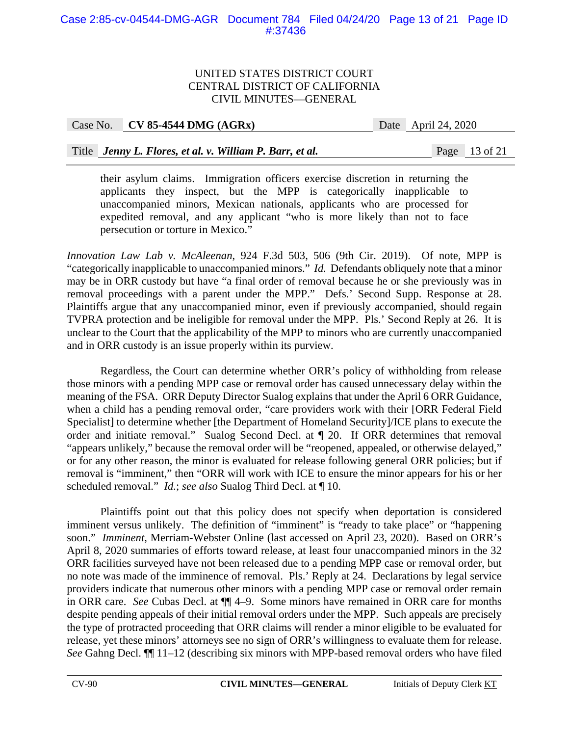> their asylum claims. Immigration officers exercise discretion in returning the applicants they inspect, but the MPP is categorically inapplicable to unaccompanied minors, Mexican nationals, applicants who are processed for expedited removal, and any applicant "who is more likely than not to face persecution or torture in Mexico."

*Innovation Law Lab v. McAleenan*, 924 F.3d 503, 506 (9th Cir. 2019). Of note, MPP is "categorically inapplicable to unaccompanied minors." *Id.* Defendants obliquely note that a minor may be in ORR custody but have "a final order of removal because he or she previously was in removal proceedings with a parent under the MPP." Defs.' Second Supp. Response at 28. Plaintiffs argue that any unaccompanied minor, even if previously accompanied, should regain TVPRA protection and be ineligible for removal under the MPP. Pls.' Second Reply at 26. It is unclear to the Court that the applicability of the MPP to minors who are currently unaccompanied and in ORR custody is an issue properly within its purview.

Regardless, the Court can determine whether ORR's policy of withholding from release those minors with a pending MPP case or removal order has caused unnecessary delay within the meaning of the FSA. ORR Deputy Director Sualog explains that under the April 6 ORR Guidance, when a child has a pending removal order, "care providers work with their [ORR Federal Field Specialist] to determine whether [the Department of Homeland Security]/ICE plans to execute the order and initiate removal." Sualog Second Decl. at ¶ 20. If ORR determines that removal "appears unlikely," because the removal order will be "reopened, appealed, or otherwise delayed," or for any other reason, the minor is evaluated for release following general ORR policies; but if removal is "imminent," then "ORR will work with ICE to ensure the minor appears for his or her scheduled removal." *Id.*; *see also* Sualog Third Decl. at ¶ 10.

Plaintiffs point out that this policy does not specify when deportation is considered imminent versus unlikely. The definition of "imminent" is "ready to take place" or "happening soon." *Imminent*, Merriam-Webster Online (last accessed on April 23, 2020). Based on ORR's April 8, 2020 summaries of efforts toward release, at least four unaccompanied minors in the 32 ORR facilities surveyed have not been released due to a pending MPP case or removal order, but no note was made of the imminence of removal. Pls.' Reply at 24. Declarations by legal service providers indicate that numerous other minors with a pending MPP case or removal order remain in ORR care. *See* Cubas Decl. at ¶¶ 4–9. Some minors have remained in ORR care for months despite pending appeals of their initial removal orders under the MPP. Such appeals are precisely the type of protracted proceeding that ORR claims will render a minor eligible to be evaluated for release, yet these minors' attorneys see no sign of ORR's willingness to evaluate them for release. *See* Gahng Decl. ¶¶ 11–12 (describing six minors with MPP-based removal orders who have filed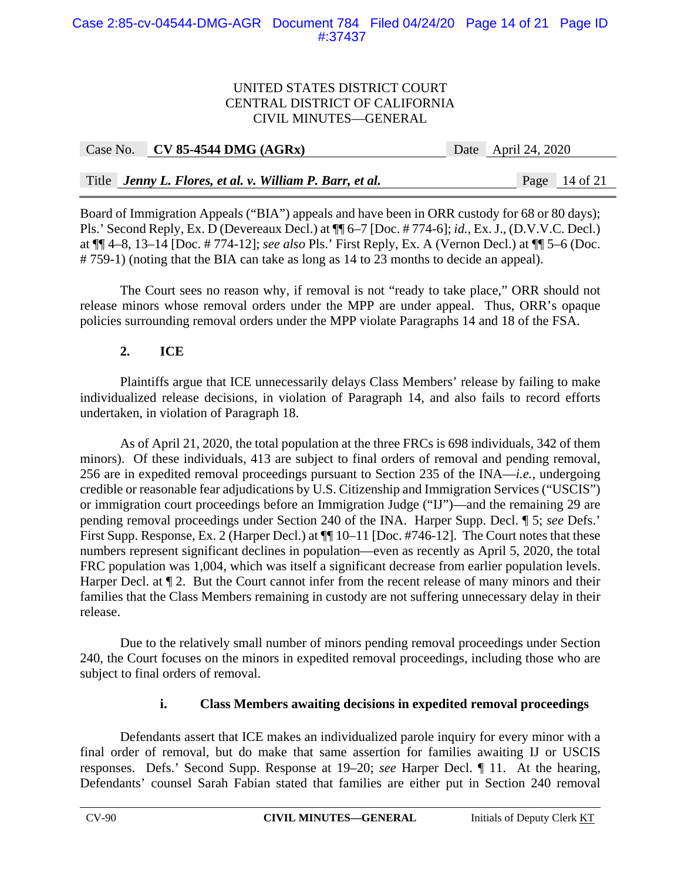Board of Immigration Appeals ("BIA") appeals and have been in ORR custody for 68 or 80 days); Pls.' Second Reply, Ex. D (Devereaux Decl.) at ¶¶ 6–7 [Doc. # 774-6]; *id.*, Ex. J., (D.V.V.C. Decl.) at ¶¶ 4–8, 13–14 [Doc. # 774-12]; *see also* Pls.' First Reply, Ex. A (Vernon Decl.) at ¶¶ 5–6 (Doc. # 759-1) (noting that the BIA can take as long as 14 to 23 months to decide an appeal).

The Court sees no reason why, if removal is not "ready to take place," ORR should not release minors whose removal orders under the MPP are under appeal. Thus, ORR's opaque policies surrounding removal orders under the MPP violate Paragraphs 14 and 18 of the FSA.

### 2. ICE

Plaintiffs argue that ICE unnecessarily delays Class Members' release by failing to make individualized release decisions, in violation of Paragraph 14, and also fails to record efforts undertaken, in violation of Paragraph 18.

As of April 21, 2020, the total population at the three FRCs is 698 individuals, 342 of them minors). Of these individuals, 413 are subject to final orders of removal and pending removal, 256 are in expedited removal proceedings pursuant to Section 235 of the INA—*i.e.*, undergoing credible or reasonable fear adjudications by U.S. Citizenship and Immigration Services ("USCIS") or immigration court proceedings before an Immigration Judge ("IJ")—and the remaining 29 are pending removal proceedings under Section 240 of the INA. Harper Supp. Decl. ¶ 5; *see* Defs.' First Supp. Response, Ex. 2 (Harper Decl.) at ¶¶ 10–11 [Doc. #746-12]. The Court notes that these numbers represent significant declines in population—even as recently as April 5, 2020, the total FRC population was 1,004, which was itself a significant decrease from earlier population levels. Harper Decl. at ¶ 2. But the Court cannot infer from the recent release of many minors and their families that the Class Members remaining in custody are not suffering unnecessary delay in their release.

Due to the relatively small number of minors pending removal proceedings under Section 240, the Court focuses on the minors in expedited removal proceedings, including those who are subject to final orders of removal.

#### i. Class Members awaiting decisions in expedited removal proceedings

Defendants assert that ICE makes an individualized parole inquiry for every minor with a final order of removal, but do make that same assertion for families awaiting IJ or USCIS responses. Defs.' Second Supp. Response at 19–20; *see* Harper Decl. ¶ 11. At the hearing, Defendants' counsel Sarah Fabian stated that families are either put in Section 240 removal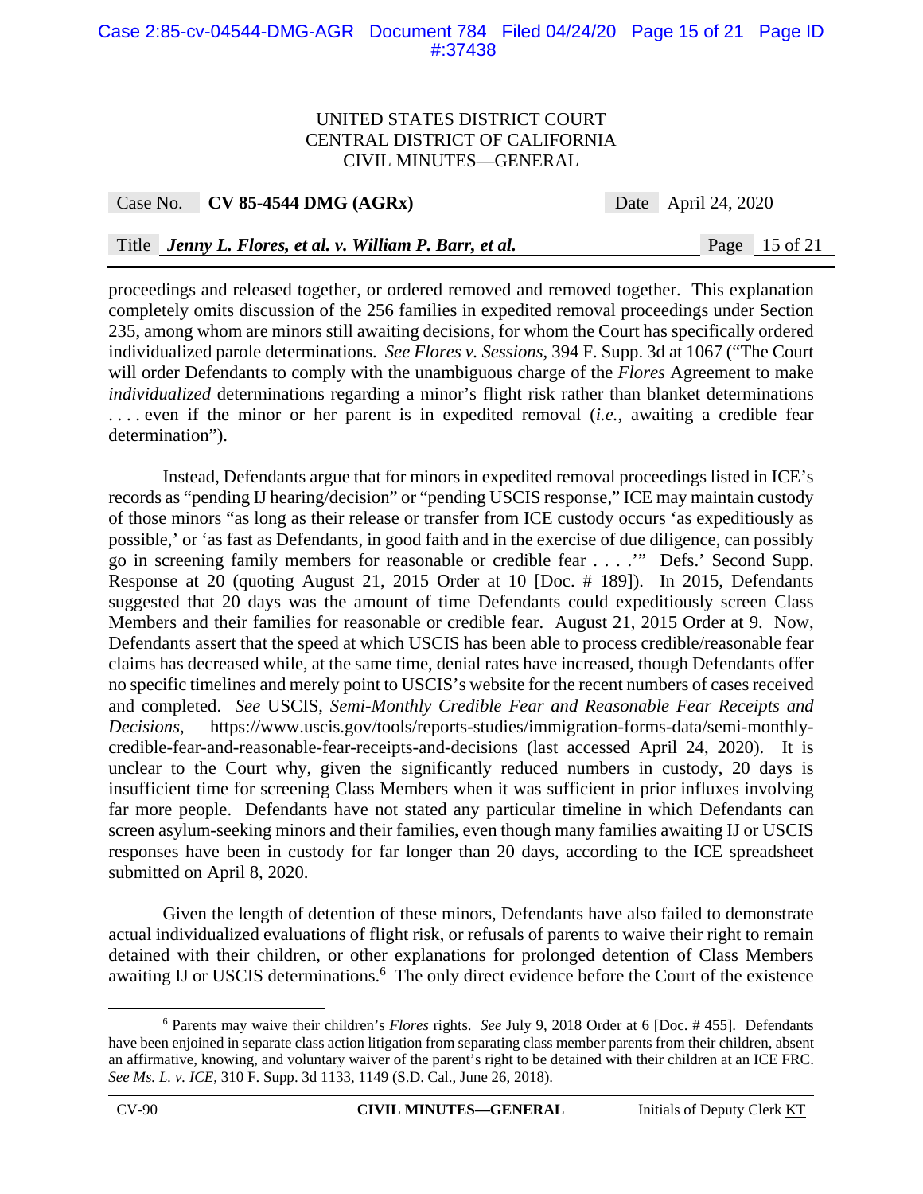proceedings and released together, or ordered removed and removed together. This explanation completely omits discussion of the 256 families in expedited removal proceedings under Section 235, among whom are minors still awaiting decisions, for whom the Court has specifically ordered individualized parole determinations. *See Flores v. Sessions*, 394 F. Supp. 3d at 1067 ("The Court will order Defendants to comply with the unambiguous charge of the *Flores* Agreement to make *individualized* determinations regarding a minor's flight risk rather than blanket determinations . . . . even if the minor or her parent is in expedited removal (*i.e.*, awaiting a credible fear determination").

Instead, Defendants argue that for minors in expedited removal proceedings listed in ICE's records as "pending IJ hearing/decision" or "pending USCIS response," ICE may maintain custody of those minors "as long as their release or transfer from ICE custody occurs 'as expeditiously as possible,' or 'as fast as Defendants, in good faith and in the exercise of due diligence, can possibly go in screening family members for reasonable or credible fear . . . .'" Defs.' Second Supp. Response at 20 (quoting August 21, 2015 Order at 10 [Doc. # 189]). In 2015, Defendants suggested that 20 days was the amount of time Defendants could expeditiously screen Class Members and their families for reasonable or credible fear. August 21, 2015 Order at 9. Now, Defendants assert that the speed at which USCIS has been able to process credible/reasonable fear claims has decreased while, at the same time, denial rates have increased, though Defendants offer no specific timelines and merely point to USCIS's website for the recent numbers of cases received and completed. *See* USCIS, *Semi-Monthly Credible Fear and Reasonable Fear Receipts and Decisions*, https://www.uscis.gov/tools/reports-studies/immigration-forms-data/semi-monthly-credible-fear-and-reasonable-fear-receipts-and-decisions (last accessed April 24, 2020). It is unclear to the Court why, given the significantly reduced numbers in custody, 20 days is insufficient time for screening Class Members when it was sufficient in prior influxes involving far more people. Defendants have not stated any particular timeline in which Defendants can screen asylum-seeking minors and their families, even though many families awaiting IJ or USCIS responses have been in custody for far longer than 20 days, according to the ICE spreadsheet submitted on April 8, 2020.

Given the length of detention of these minors, Defendants have also failed to demonstrate actual individualized evaluations of flight risk, or refusals of parents to waive their right to remain detained with their children, or other explanations for prolonged detention of Class Members awaiting IJ or USCIS determinations.[6] The only direct evidence before the Court of the existence

[6] Parents may waive their children's *Flores* rights. *See* July 9, 2018 Order at 6 [Doc. # 455]. Defendants have been enjoined in separate class action litigation from separating class member parents from their children, absent an affirmative, knowing, and voluntary waiver of the parent's right to be detained with their children at an ICE FRC. *See Ms. L. v. ICE*, 310 F. Supp. 3d 1133, 1149 (S.D. Cal., June 26, 2018).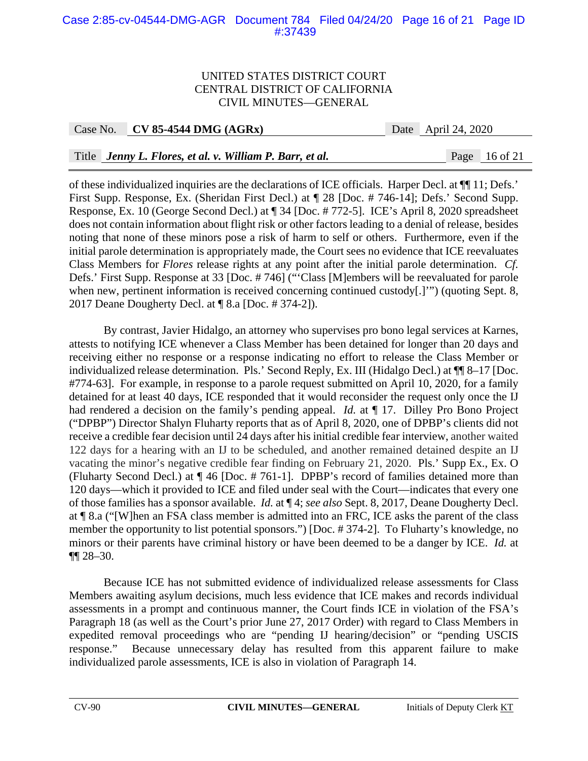of these individualized inquiries are the declarations of ICE officials. Harper Decl. at ¶¶ 11; Defs.' First Supp. Response, Ex. (Sheridan First Decl.) at ¶ 28 [Doc. # 746-14]; Defs.' Second Supp. Response, Ex. 10 (George Second Decl.) at ¶ 34 [Doc. # 772-5]. ICE's April 8, 2020 spreadsheet does not contain information about flight risk or other factors leading to a denial of release, besides noting that none of these minors pose a risk of harm to self or others. Furthermore, even if the initial parole determination is appropriately made, the Court sees no evidence that ICE reevaluates Class Members for *Flores* release rights at any point after the initial parole determination. *Cf.* Defs.' First Supp. Response at 33 [Doc. # 746] ("'Class [M]embers will be reevaluated for parole when new, pertinent information is received concerning continued custody[.]'") (quoting Sept. 8, 2017 Deane Dougherty Decl. at ¶ 8.a [Doc. # 374-2]).

By contrast, Javier Hidalgo, an attorney who supervises pro bono legal services at Karnes, attests to notifying ICE whenever a Class Member has been detained for longer than 20 days and receiving either no response or a response indicating no effort to release the Class Member or individualized release determination. Pls.' Second Reply, Ex. III (Hidalgo Decl.) at ¶¶ 8–17 [Doc. #774-63]. For example, in response to a parole request submitted on April 10, 2020, for a family detained for at least 40 days, ICE responded that it would reconsider the request only once the IJ had rendered a decision on the family's pending appeal. *Id.* at ¶ 17. Dilley Pro Bono Project ("DPBP") Director Shalyn Fluharty reports that as of April 8, 2020, one of DPBP's clients did not receive a credible fear decision until 24 days after his initial credible fear interview, another waited 122 days for a hearing with an IJ to be scheduled, and another remained detained despite an IJ vacating the minor's negative credible fear finding on February 21, 2020. Pls.' Supp Ex., Ex. O (Fluharty Second Decl.) at ¶ 46 [Doc. # 761-1]. DPBP's record of families detained more than 120 days—which it provided to ICE and filed under seal with the Court—indicates that every one of those families has a sponsor available. *Id.* at ¶ 4; *see also* Sept. 8, 2017, Deane Dougherty Decl. at ¶ 8.a ("[W]hen an FSA class member is admitted into an FRC, ICE asks the parent of the class member the opportunity to list potential sponsors.") [Doc. # 374-2]. To Fluharty's knowledge, no minors or their parents have criminal history or have been deemed to be a danger by ICE. *Id.* at ¶¶ 28–30.

Because ICE has not submitted evidence of individualized release assessments for Class Members awaiting asylum decisions, much less evidence that ICE makes and records individual assessments in a prompt and continuous manner, the Court finds ICE in violation of the FSA's Paragraph 18 (as well as the Court's prior June 27, 2017 Order) with regard to Class Members in expedited removal proceedings who are "pending IJ hearing/decision" or "pending USCIS response." Because unnecessary delay has resulted from this apparent failure to make individualized parole assessments, ICE is also in violation of Paragraph 14.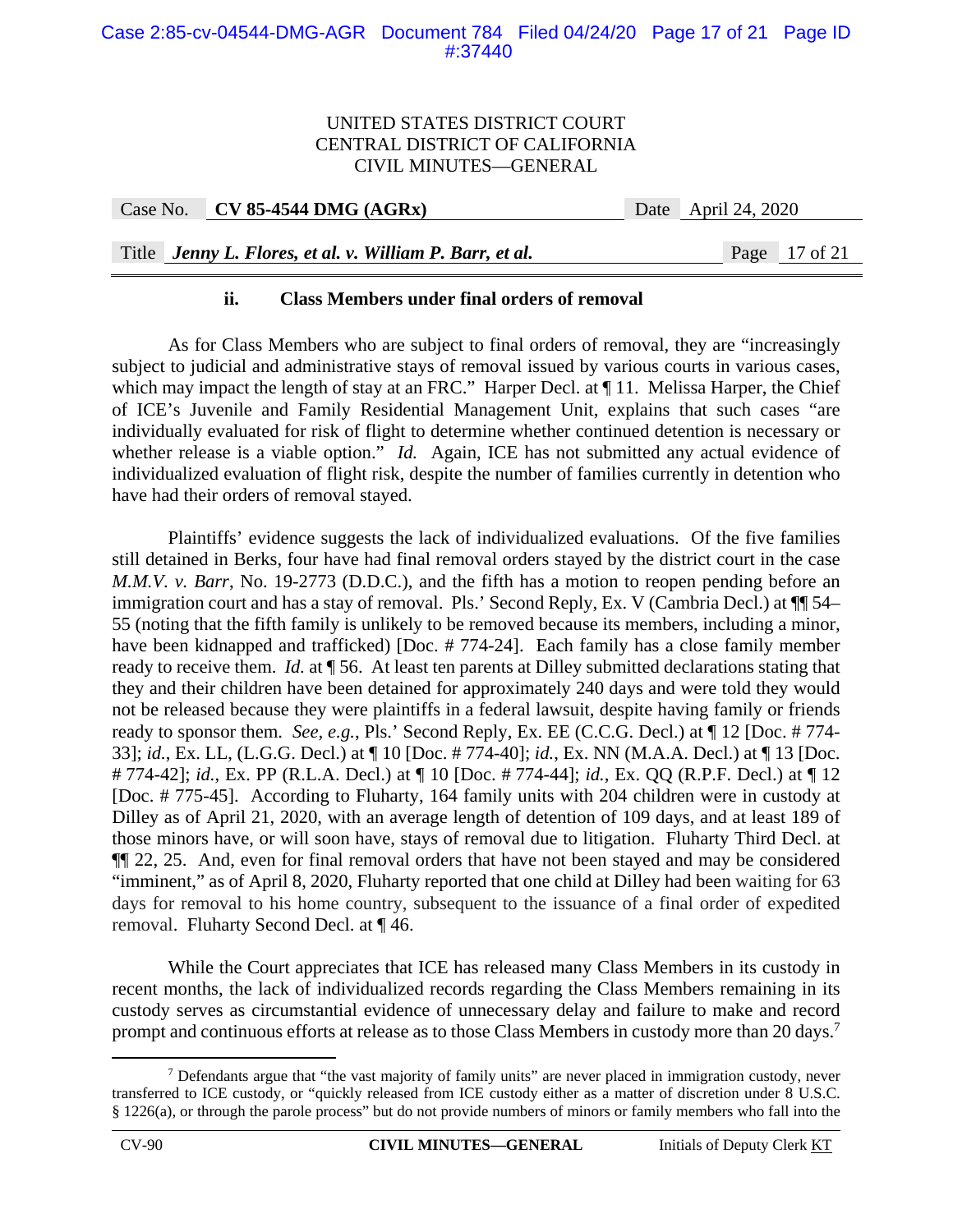### ii. Class Members under final orders of removal

As for Class Members who are subject to final orders of removal, they are "increasingly subject to judicial and administrative stays of removal issued by various courts in various cases, which may impact the length of stay at an FRC." Harper Decl. at ¶ 11. Melissa Harper, the Chief of ICE's Juvenile and Family Residential Management Unit, explains that such cases "are individually evaluated for risk of flight to determine whether continued detention is necessary or whether release is a viable option." *Id.* Again, ICE has not submitted any actual evidence of individualized evaluation of flight risk, despite the number of families currently in detention who have had their orders of removal stayed.

Plaintiffs' evidence suggests the lack of individualized evaluations. Of the five families still detained in Berks, four have had final removal orders stayed by the district court in the case *M.M.V. v. Barr*, No. 19-2773 (D.D.C.), and the fifth has a motion to reopen pending before an immigration court and has a stay of removal. Pls.' Second Reply, Ex. V (Cambria Decl.) at ¶¶ 54–55 (noting that the fifth family is unlikely to be removed because its members, including a minor, have been kidnapped and trafficked) [Doc. # 774-24]. Each family has a close family member ready to receive them. *Id.* at ¶ 56. At least ten parents at Dilley submitted declarations stating that they and their children have been detained for approximately 240 days and were told they would not be released because they were plaintiffs in a federal lawsuit, despite having family or friends ready to sponsor them. *See, e.g.*, Pls.' Second Reply, Ex. EE (C.C.G. Decl.) at ¶ 12 [Doc. # 774-33]; *id.*, Ex. LL, (L.G.G. Decl.) at ¶ 10 [Doc. # 774-40]; *id.*, Ex. NN (M.A.A. Decl.) at ¶ 13 [Doc. # 774-42]; *id.*, Ex. PP (R.L.A. Decl.) at ¶ 10 [Doc. # 774-44]; *id.*, Ex. QQ (R.P.F. Decl.) at ¶ 12 [Doc. # 775-45]. According to Fluharty, 164 family units with 204 children were in custody at Dilley as of April 21, 2020, with an average length of detention of 109 days, and at least 189 of those minors have, or will soon have, stays of removal due to litigation. Fluharty Third Decl. at ¶¶ 22, 25. And, even for final removal orders that have not been stayed and may be considered "imminent," as of April 8, 2020, Fluharty reported that one child at Dilley had been waiting for 63 days for removal to his home country, subsequent to the issuance of a final order of expedited removal. Fluharty Second Decl. at ¶ 46.

While the Court appreciates that ICE has released many Class Members in its custody in recent months, the lack of individualized records regarding the Class Members remaining in its custody serves as circumstantial evidence of unnecessary delay and failure to make and record prompt and continuous efforts at release as to those Class Members in custody more than 20 days.[7]

[7] Defendants argue that "the vast majority of family units" are never placed in immigration custody, never transferred to ICE custody, or "quickly released from ICE custody either as a matter of discretion under 8 U.S.C. § 1226(a), or through the parole process" but do not provide numbers of minors or family members who fall into the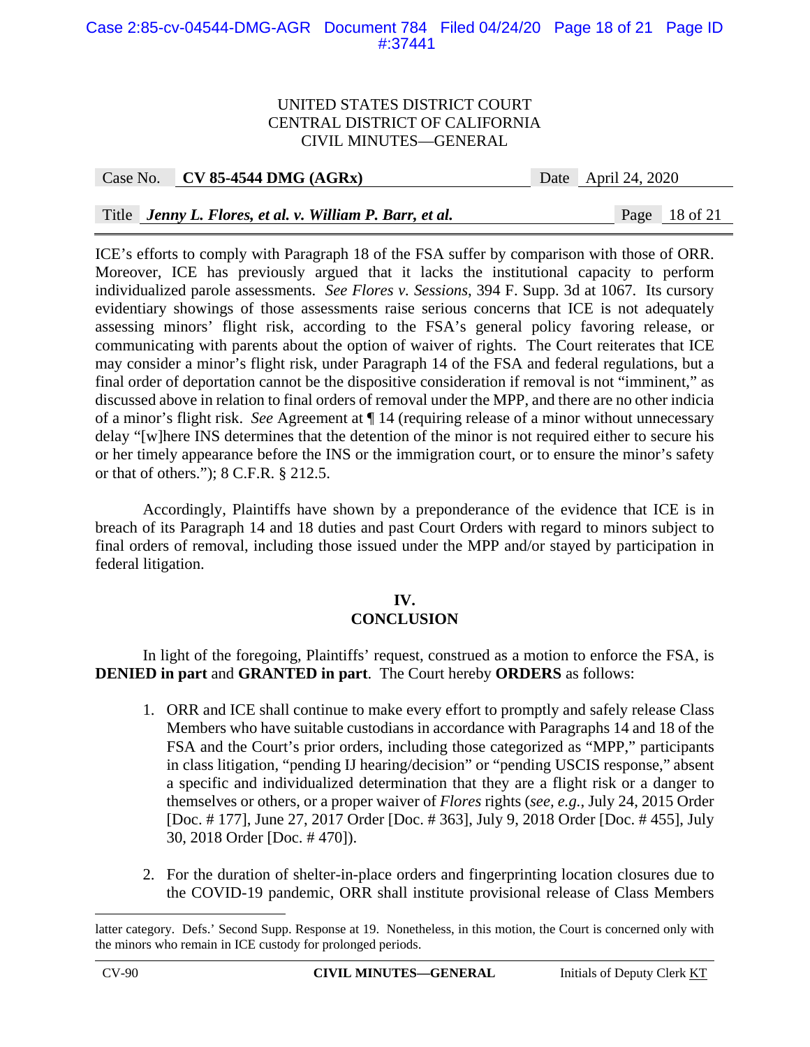ICE's efforts to comply with Paragraph 18 of the FSA suffer by comparison with those of ORR. Moreover, ICE has previously argued that it lacks the institutional capacity to perform individualized parole assessments. *See Flores v. Sessions*, 394 F. Supp. 3d at 1067. Its cursory evidentiary showings of those assessments raise serious concerns that ICE is not adequately assessing minors' flight risk, according to the FSA's general policy favoring release, or communicating with parents about the option of waiver of rights. The Court reiterates that ICE may consider a minor's flight risk, under Paragraph 14 of the FSA and federal regulations, but a final order of deportation cannot be the dispositive consideration if removal is not "imminent," as discussed above in relation to final orders of removal under the MPP, and there are no other indicia of a minor's flight risk. *See* Agreement at ¶ 14 (requiring release of a minor without unnecessary delay "[w]here INS determines that the detention of the minor is not required either to secure his or her timely appearance before the INS or the immigration court, or to ensure the minor's safety or that of others."); 8 C.F.R. § 212.5.

Accordingly, Plaintiffs have shown by a preponderance of the evidence that ICE is in breach of its Paragraph 14 and 18 duties and past Court Orders with regard to minors subject to final orders of removal, including those issued under the MPP and/or stayed by participation in federal litigation.

## IV. CONCLUSION

In light of the foregoing, Plaintiffs' request, construed as a motion to enforce the FSA, is **DENIED in part** and **GRANTED in part**. The Court hereby **ORDERS** as follows:

1. ORR and ICE shall continue to make every effort to promptly and safely release Class Members who have suitable custodians in accordance with Paragraphs 14 and 18 of the FSA and the Court's prior orders, including those categorized as "MPP," participants in class litigation, "pending IJ hearing/decision" or "pending USCIS response," absent a specific and individualized determination that they are a flight risk or a danger to themselves or others, or a proper waiver of *Flores* rights (*see, e.g.*, July 24, 2015 Order [Doc. # 177], June 27, 2017 Order [Doc. # 363], July 9, 2018 Order [Doc. # 455], July 30, 2018 Order [Doc. # 470]).

2. For the duration of shelter-in-place orders and fingerprinting location closures due to the COVID-19 pandemic, ORR shall institute provisional release of Class Members

---

latter category. Defs.' Second Supp. Response at 19. Nonetheless, in this motion, the Court is concerned only with the minors who remain in ICE custody for prolonged periods.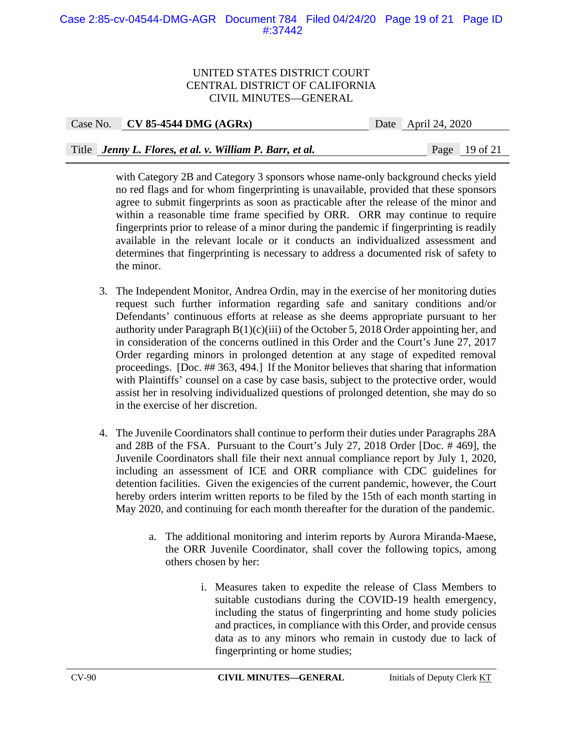with Category 2B and Category 3 sponsors whose name-only background checks yield no red flags and for whom fingerprinting is unavailable, provided that these sponsors agree to submit fingerprints as soon as practicable after the release of the minor and within a reasonable time frame specified by ORR. ORR may continue to require fingerprints prior to release of a minor during the pandemic if fingerprinting is readily available in the relevant locale or it conducts an individualized assessment and determines that fingerprinting is necessary to address a documented risk of safety to the minor.

3. The Independent Monitor, Andrea Ordin, may in the exercise of her monitoring duties request such further information regarding safe and sanitary conditions and/or Defendants' continuous efforts at release as she deems appropriate pursuant to her authority under Paragraph B(1)(c)(iii) of the October 5, 2018 Order appointing her, and in consideration of the concerns outlined in this Order and the Court's June 27, 2017 Order regarding minors in prolonged detention at any stage of expedited removal proceedings. [Doc. ## 363, 494.] If the Monitor believes that sharing that information with Plaintiffs' counsel on a case by case basis, subject to the protective order, would assist her in resolving individualized questions of prolonged detention, she may do so in the exercise of her discretion.

4. The Juvenile Coordinators shall continue to perform their duties under Paragraphs 28A and 28B of the FSA. Pursuant to the Court's July 27, 2018 Order [Doc. # 469], the Juvenile Coordinators shall file their next annual compliance report by July 1, 2020, including an assessment of ICE and ORR compliance with CDC guidelines for detention facilities. Given the exigencies of the current pandemic, however, the Court hereby orders interim written reports to be filed by the 15th of each month starting in May 2020, and continuing for each month thereafter for the duration of the pandemic.

   a. The additional monitoring and interim reports by Aurora Miranda-Maese, the ORR Juvenile Coordinator, shall cover the following topics, among others chosen by her:

      i. Measures taken to expedite the release of Class Members to suitable custodians during the COVID-19 health emergency, including the status of fingerprinting and home study policies and practices, in compliance with this Order, and provide census data as to any minors who remain in custody due to lack of fingerprinting or home studies;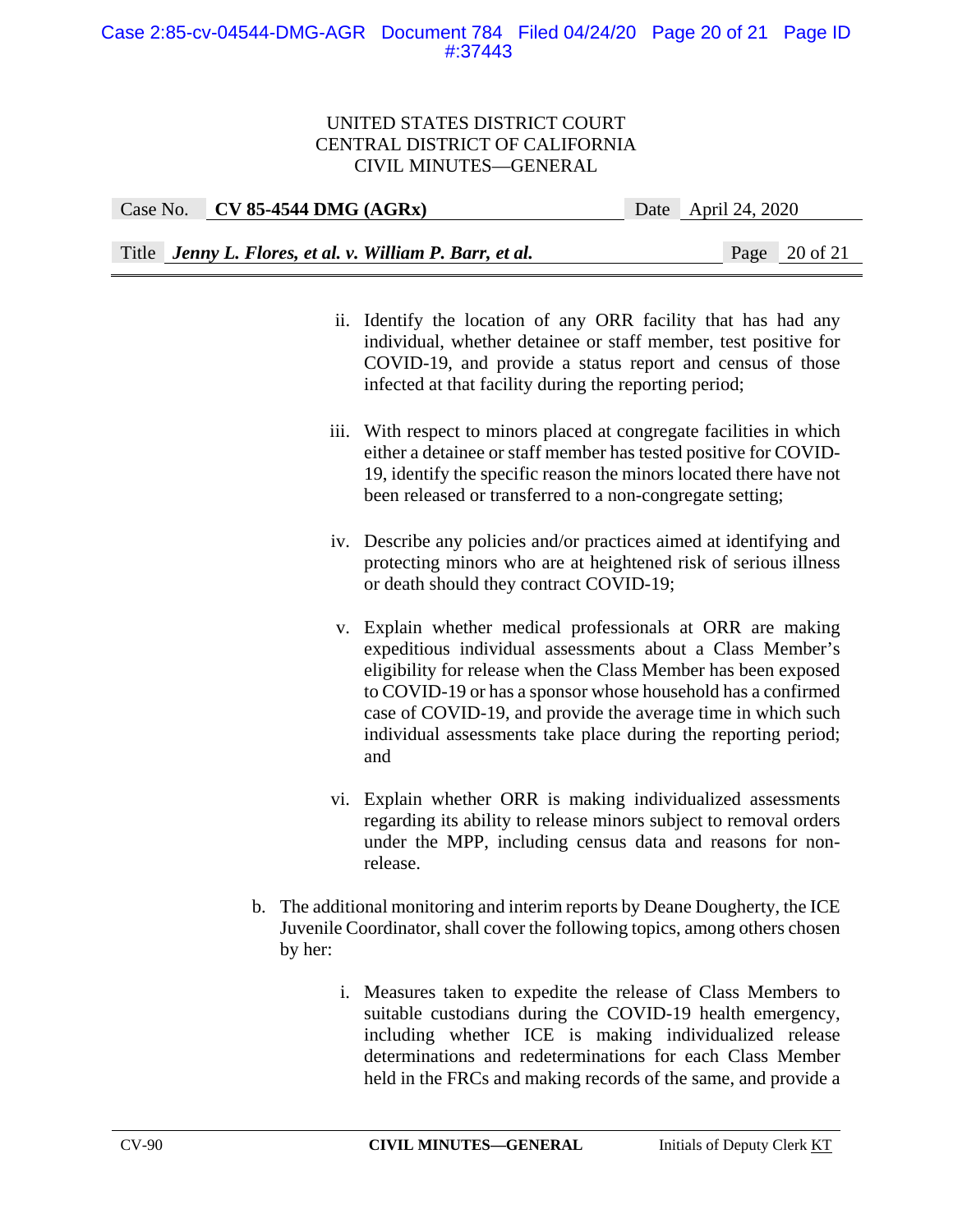ii. Identify the location of any ORR facility that has had any individual, whether detainee or staff member, test positive for COVID-19, and provide a status report and census of those infected at that facility during the reporting period;

iii. With respect to minors placed at congregate facilities in which either a detainee or staff member has tested positive for COVID-19, identify the specific reason the minors located there have not been released or transferred to a non-congregate setting;

iv. Describe any policies and/or practices aimed at identifying and protecting minors who are at heightened risk of serious illness or death should they contract COVID-19;

v. Explain whether medical professionals at ORR are making expeditious individual assessments about a Class Member's eligibility for release when the Class Member has been exposed to COVID-19 or has a sponsor whose household has a confirmed case of COVID-19, and provide the average time in which such individual assessments take place during the reporting period; and

vi. Explain whether ORR is making individualized assessments regarding its ability to release minors subject to removal orders under the MPP, including census data and reasons for non-release.

b. The additional monitoring and interim reports by Deane Dougherty, the ICE Juvenile Coordinator, shall cover the following topics, among others chosen by her:

i. Measures taken to expedite the release of Class Members to suitable custodians during the COVID-19 health emergency, including whether ICE is making individualized release determinations and redeterminations for each Class Member held in the FRCs and making records of the same, and provide a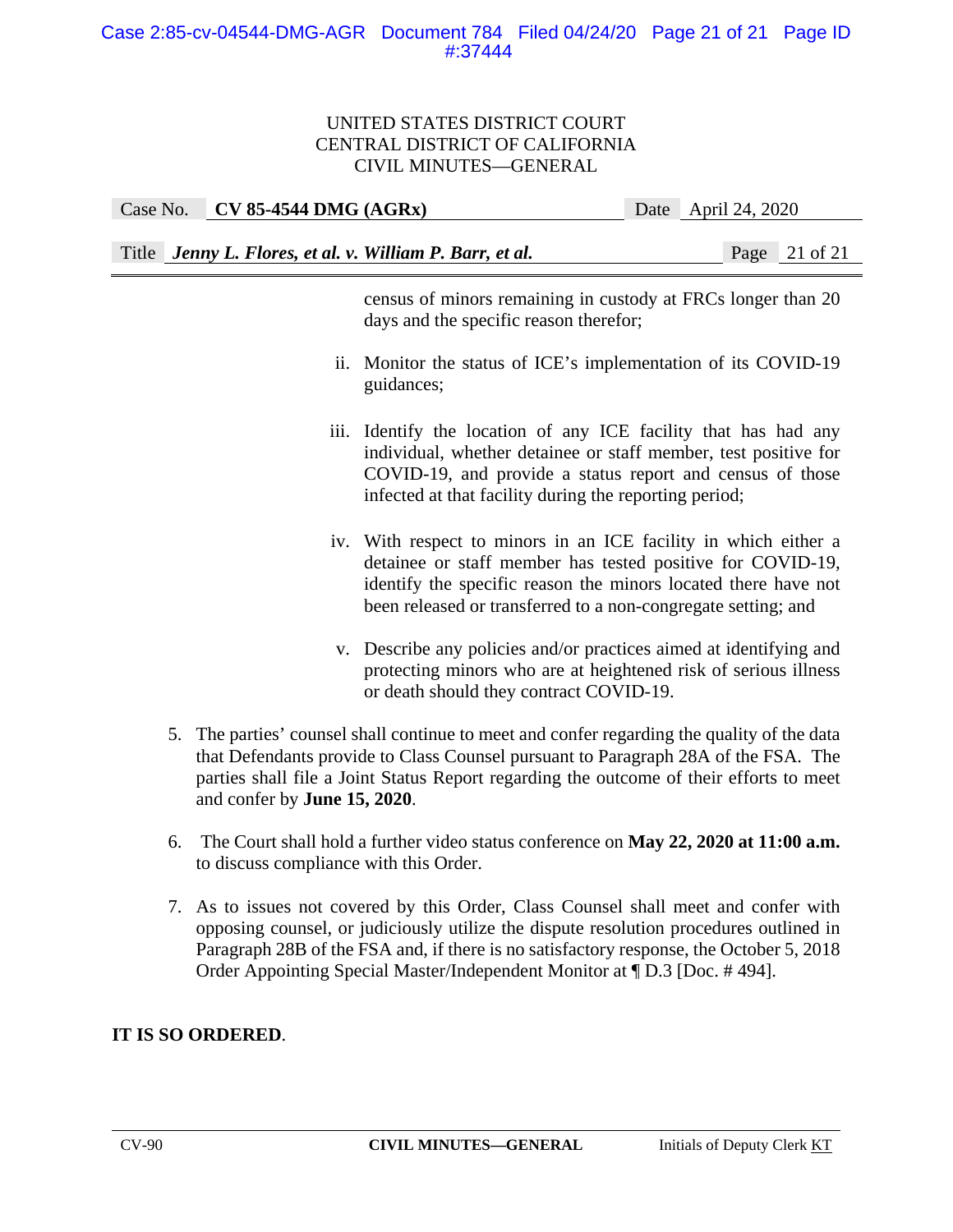census of minors remaining in custody at FRCs longer than 20 days and the specific reason therefor;

ii. Monitor the status of ICE's implementation of its COVID-19 guidances;

iii. Identify the location of any ICE facility that has had any individual, whether detainee or staff member, test positive for COVID-19, and provide a status report and census of those infected at that facility during the reporting period;

iv. With respect to minors in an ICE facility in which either a detainee or staff member has tested positive for COVID-19, identify the specific reason the minors located there have not been released or transferred to a non-congregate setting; and

v. Describe any policies and/or practices aimed at identifying and protecting minors who are at heightened risk of serious illness or death should they contract COVID-19.

5. The parties' counsel shall continue to meet and confer regarding the quality of the data that Defendants provide to Class Counsel pursuant to Paragraph 28A of the FSA. The parties shall file a Joint Status Report regarding the outcome of their efforts to meet and confer by **June 15, 2020**.

6. The Court shall hold a further video status conference on **May 22, 2020 at 11:00 a.m.** to discuss compliance with this Order.

7. As to issues not covered by this Order, Class Counsel shall meet and confer with opposing counsel, or judiciously utilize the dispute resolution procedures outlined in Paragraph 28B of the FSA and, if there is no satisfactory response, the October 5, 2018 Order Appointing Special Master/Independent Monitor at ¶ D.3 [Doc. # 494].

**IT IS SO ORDERED**.